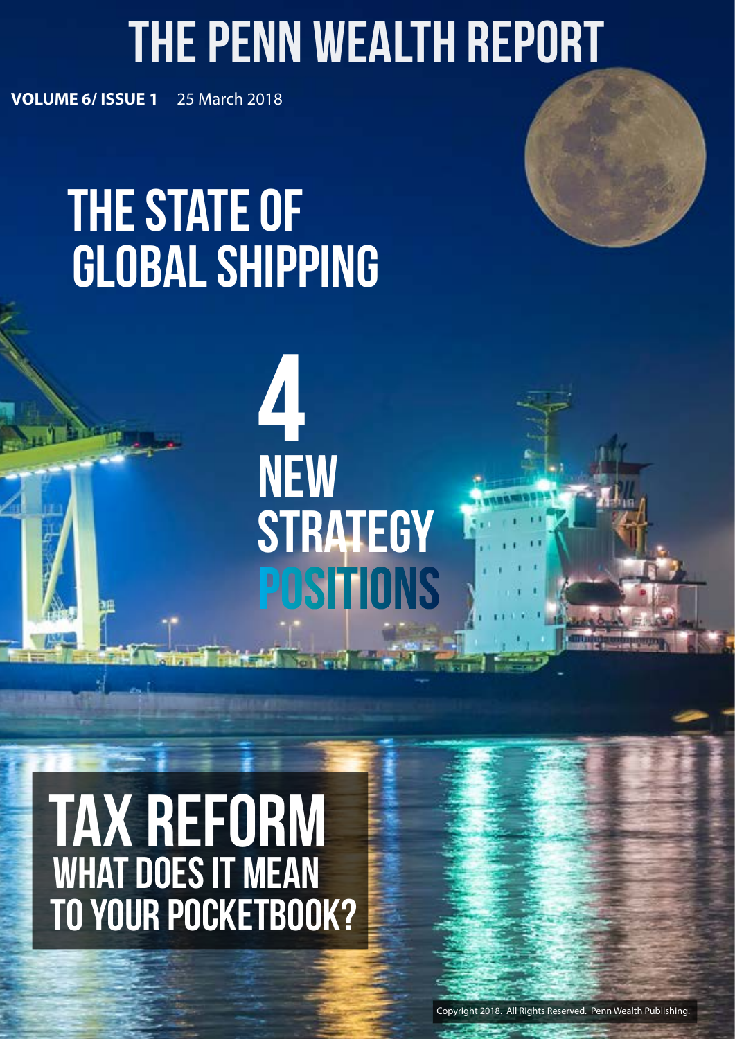# THE PENN WEALTH REPORT

**VOLUME 6/ ISSUE 1** 25 March 2018

## THE STATE OF GLOBAL SHIPPING

## 4 NEW STRATEGY POSITIONS

## TAX REFORM WHAT DOES IT MEAN TO YOUR POCKETBOOK?

Copyright 2018. All Rights Reserved. Penn Wealth Publishing.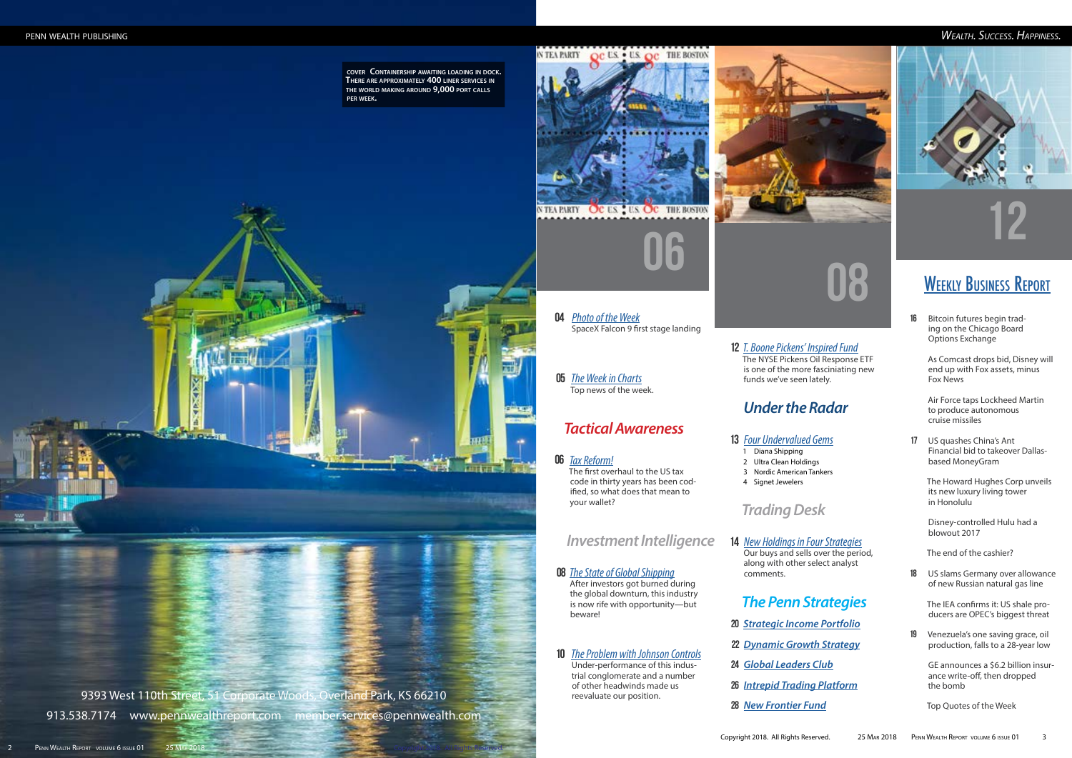COVER Containership awaiting loading in dock. There are approximately 400 liner services in the world making around 9,000 port calls per week.

9393 West 110th Street, 51 Corporate Woods, Overland Park, KS 66210

913.538.7174 www.pennwealthreport.com member.services@pennwealth.com

06

08

12

**04** *Photo of the Week*
SpaceX Falcon 9 first stage landing

**05** *The Week in Charts*
Top news of the week.

## *Tactical Awareness*

**06** *Tax Reform!*
The first overhaul to the US tax code in thirty years has been codified, so what does that mean to your wallet?

## *Investment Intelligence*

**08** *The State of Global Shipping*
After investors got burned during the global downturn, this industry is now rife with opportunity—but beware!

**10** *The Problem with Johnson Controls*
Under-performance of this industrial conglomerate and a number of other headwinds made us reevaluate our position.

**12** *T. Boone Pickens' Inspired Fund*
The NYSE Pickens Oil Response ETF is one of the more fasciniating new funds we've seen lately.

## *Under the Radar*

**13** *Four Undervalued Gems*
1 Diana Shipping
2 Ultra Clean Holdings
3 Nordic American Tankers
4 Signet Jewelers

## *Trading Desk*

**14** *New Holdings in Four Strategies*
Our buys and sells over the period, along with other select analyst comments.

## *The Penn Strategies*

**20** *Strategic Income Portfolio*

**22** *Dynamic Growth Strategy*

**24** *Global Leaders Club*

**26** *Intrepid Trading Platform*

**28** *New Frontier Fund*

## Weekly Business Report

**16** Bitcoin futures begin trading on the Chicago Board Options Exchange

As Comcast drops bid, Disney will end up with Fox assets, minus Fox News

Air Force taps Lockheed Martin to produce autonomous cruise missiles

**17** US quashes China's Ant Financial bid to takeover Dallas-based MoneyGram

The Howard Hughes Corp unveils its new luxury living tower in Honolulu

Disney-controlled Hulu had a blowout 2017

The end of the cashier?

**18** US slams Germany over allowance of new Russian natural gas line

The IEA confirms it: US shale producers are OPEC's biggest threat

**19** Venezuela's one saving grace, oil production, falls to a 28-year low

GE announces a $6.2 billion insurance write-off, then dropped the bomb

Top Quotes of the Week

Copyright 2018. All Rights Reserved.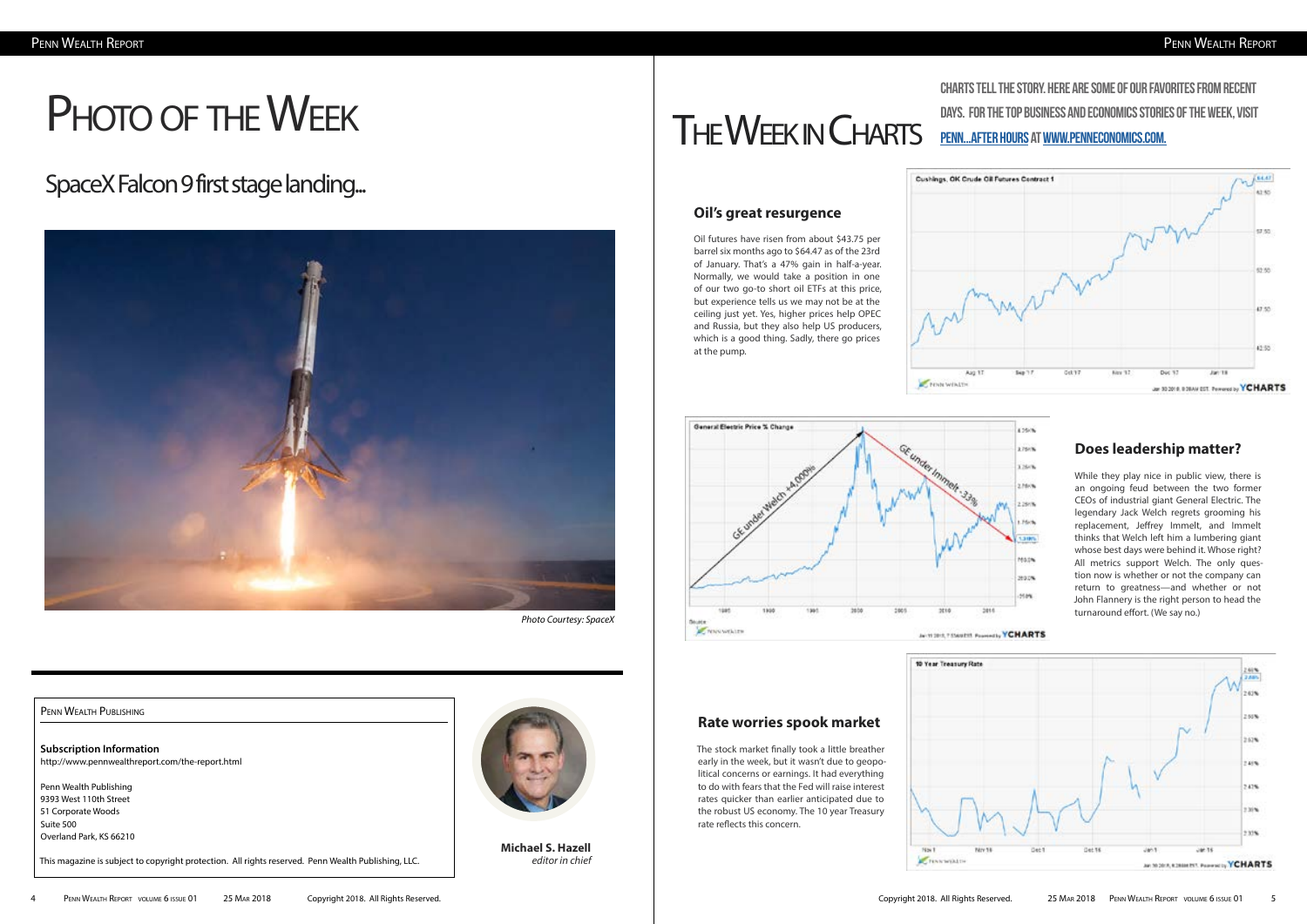# Photo of the Week

## SpaceX Falcon 9 first stage landing...

Photo Courtesy: SpaceX

Penn Wealth Publishing

**Subscription Information**
http://www.pennwealthreport.com/the-report.html

Penn Wealth Publishing
9393 West 110th Street
51 Corporate Woods
Suite 500
Overland Park, KS 66210

This magazine is subject to copyright protection. All rights reserved. Penn Wealth Publishing, LLC.

**Michael S. Hazell**
*editor in chief*

# The Week in Charts

**CHARTS TELL THE STORY. HERE ARE SOME OF OUR FAVORITES FROM RECENT DAYS. FOR THE TOP BUSINESS AND ECONOMICS STORIES OF THE WEEK, VISIT PENN...AFTER HOURS AT WWW.PENNECONOMICS.COM.**

### Oil's great resurgence

Oil futures have risen from about $43.75 per barrel six months ago to $64.47 as of the 23rd of January. That's a 47% gain in half-a-year. Normally, we would take a position in one of our two go-to short oil ETFs at this price, but experience tells us we may not be at the ceiling just yet. Yes, higher prices help OPEC and Russia, but they also help US producers, which is a good thing. Sadly, there go prices at the pump.

Cushings, OK Crude Oil Futures Contract 1

### Does leadership matter?

While they play nice in public view, there is an ongoing feud between the two former CEOs of industrial giant General Electric. The legendary Jack Welch regrets grooming his replacement, Jeffrey Immelt, and Immelt thinks that Welch left him a lumbering giant whose best days were behind it. Whose right? All metrics support Welch. The only question now is whether or not the company can return to greatness—and whether or not John Flannery is the right person to head the turnaround effort. (We say no.)

General Electric Price % Change

GE under Welch +4,000%

GE under Immelt -33%

### Rate worries spook market

The stock market finally took a little breather early in the week, but it wasn't due to geopolitical concerns or earnings. It had everything to do with fears that the Fed will raise interest rates quicker than earlier anticipated due to the robust US economy. The 10 year Treasury rate reflects this concern.

10 Year Treasury Rate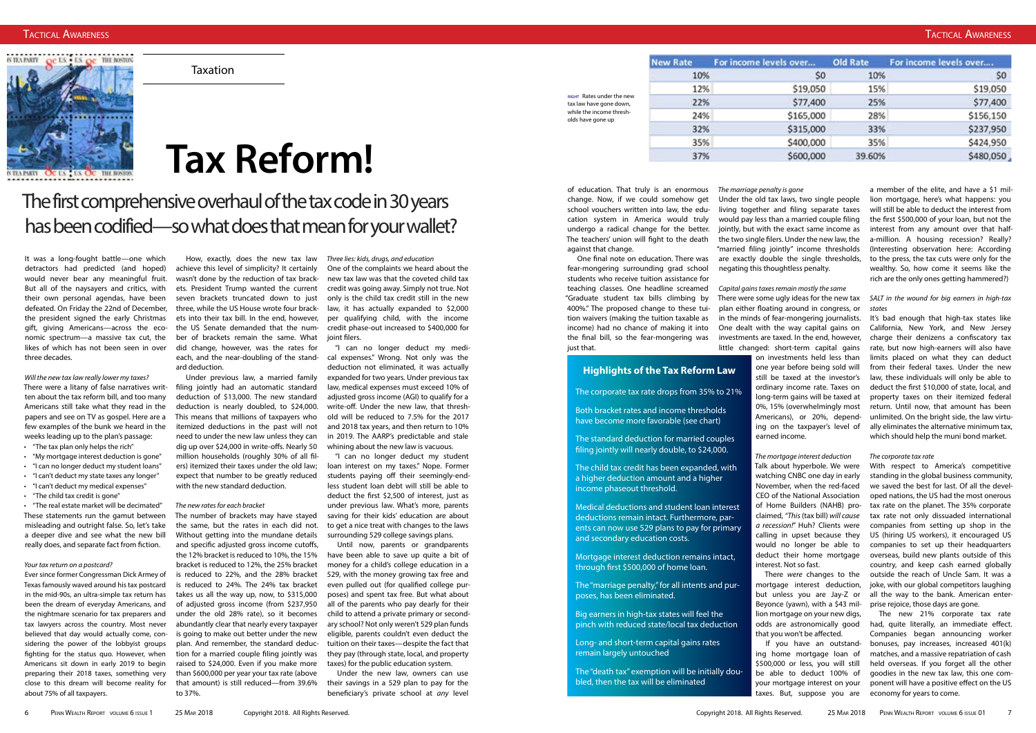Taxation

# Tax Reform!

## The first comprehensive overhaul of the tax code in 30 years has been codified—so what does that mean for your wallet?

It was a long-fought battle—one which detractors had predicted (and hoped) would never bear any meaningful fruit. But all of the naysayers and critics, with their own personal agendas, have been defeated. On Friday the 22nd of December, the president signed the early Christmas gift, giving Americans—across the economic spectrum—a massive tax cut, the likes of which has not been seen in over three decades.

*Will the new tax law really lower my taxes?*

There were a litany of false narratives written about the tax reform bill, and too many Americans still take what they read in the papers and see on TV as gospel. Here are a few examples of the bunk we heard in the weeks leading up to the plan's passage:

- "The tax plan only helps the rich"
- "My mortgage interest deduction is gone"
- "I can no longer deduct my student loans"
- "I can't deduct my state taxes any longer"
- "I can't deduct my medical expenses"
- "The child tax credit is gone"
- "The real estate market will be decimated"

These statements run the gamut between misleading and outright false. So, let's take a deeper dive and see what the new bill really does, and separate fact from fiction.

*Your tax return on a postcard?*

Ever since former Congressman Dick Armey of Texas famously waved around his tax postcard in the mid-90s, an ultra-simple tax return has been the dream of everyday Americans, and the nightmare scenario for tax preparers and tax lawyers across the country. Most never believed that day would actually come, considering the power of the lobbyist groups fighting for the status quo. However, when Americans sit down in early 2019 to begin preparing their 2018 taxes, something very close to this dream will become reality for about 75% of all taxpayers.

How, exactly, does the new tax law achieve this level of simplicity? It certainly wasn't done by the reduction of tax brackets. President Trump wanted the current seven brackets truncated down to just three, while the US House wrote four brackets into their tax bill. In the end, however, the US Senate demanded that the number of brackets remain the same. What did change, however, was the rates for each, and the near-doubling of the standard deduction.

Under previous law, a married family filing jointly had an automatic standard deduction of $13,000. The new standard deduction is nearly doubled, to $24,000. This means that millions of taxpayers who itemized deductions in the past will not need to under the new law unless they can dig up over $24,000 in write-offs. Nearly 50 million households (roughly 30% of all filers) itemized their taxes under the old law; expect that number to be greatly reduced with the new standard deduction.

*The new rates for each bracket*

The number of brackets may have stayed the same, but the rates in each did not. Without getting into the mundane details and specific adjusted gross income cutoffs, the 12% bracket is reduced to 10%, the 15% bracket is reduced to 12%, the 25% bracket is reduced to 22%, and the 28% bracket is reduced to 24%. The 24% tax bracket takes us all the way up, now, to $315,000 of adjusted gross income (from $237,950 under the old 28% rate), so it becomes abundantly clear that nearly every taxpayer is going to make out better under the new plan. And remember, the standard deduction for a married couple filing jointly was raised to $24,000. Even if you make more than $600,000 per year your tax rate (above that amount) is still reduced—from 39.6% to 37%.

*Three lies: kids, drugs, and education*

One of the complaints we heard about the new tax law was that the coveted child tax credit was going away. Simply not true. Not only is the child tax credit still in the new law, it has actually expanded to $2,000 per qualifying child, with the income credit phase-out increased to $400,000 for joint filers.

"I can no longer deduct my medical expenses." Wrong. Not only was the deduction not eliminated, it was actually expanded for two years. Under previous tax law, medical expenses must exceed 10% of adjusted gross income (AGI) to qualify for a write-off. Under the new law, that threshold will be reduced to 7.5% for the 2017 and 2018 tax years, and then return to 10% in 2019. The AARP's predictable and stale whining about the new law is vacuous.

"I can no longer deduct my student loan interest on my taxes." Nope. Former students paying off their seemingly-endless student loan debt will still be able to deduct the first $2,500 of interest, just as under previous law. What's more, parents saving for their kids' education are about to get a nice treat with changes to the laws surrounding 529 college savings plans.

Until now, parents or grandparents have been able to save up quite a bit of money for a child's college education in a 529, with the money growing tax free and even pulled out (for qualified college purposes) and spent tax free. But what about all of the parents who pay dearly for their child to attend a private primary or secondary school? Not only weren't 529 plan funds eligible, parents couldn't even deduct the tuition on their taxes—despite the fact that they pay (through state, local, and property taxes) for the public education system.

Under the new law, owners can use their savings in a 529 plan to pay for the beneficiary's private school at *any* level of education. That truly is an enormous change. Now, if we could somehow get school vouchers written into law, the education system in America would truly undergo a radical change for the better. The teachers' union will fight to the death against that change.

One final note on education. There was fear-mongering surrounding grad school students who receive tuition assistance for teaching classes. One headline screamed "Graduate student tax bills climbing by 400%." The proposed change to these tuition waivers (making the tuition taxable as income) had no chance of making it into the final bill, so the fear-mongering was just that.

| New Rate | For income levels over... | Old Rate | For income levels over.... |
|---|---|---|---|
| 10% | $0 | 10% | $0 |
| 12% | $19,050 | 15% | $19,050 |
| 22% | $77,400 | 25% | $77,400 |
| 24% | $165,000 | 28% | $156,150 |
| 32% | $315,000 | 33% | $237,950 |
| 35% | $400,000 | 35% | $424,950 |
| 37% | $600,000 | 39.60% | $480,050 |

RIGHT Rates under the new tax law have gone down, while the income thresholds have gone up

### Highlights of the Tax Reform Law

The corporate tax rate drops from 35% to 21%

Both bracket rates and income thresholds have become more favorable (see chart)

The standard deduction for married couples filing jointly will nearly double, to $24,000.

The child tax credit has been expanded, with a higher deduction amount and a higher income phaseout threshold.

Medical deductions and student loan interest deductions remain intact. Furthermore, parents can now use 529 plans to pay for primary and secondary education costs.

Mortgage interest deduction remains intact, through first $500,000 of home loan.

The "marriage penalty," for all intents and purposes, has been eliminated.

Big earners in high-tax states will feel the pinch with reduced state/local tax deduction

Long- and short-term capital gains rates remain largely untouched

The "death tax" exemption will be initially doubled, then the tax will be eliminated

*The marriage penalty is gone*

Under the old tax laws, two single people living together and filing separate taxes would pay less than a married couple filing jointly, but with the exact same income as the two single filers. Under the new law, the "married filing jointly" income thresholds are exactly double the single thresholds, negating this thoughtless penalty.

*Capital gains taxes remain mostly the same*

There were some ugly ideas for the new tax plan either floating around in congress, or in the minds of fear-mongering journalists. One dealt with the way capital gains on investments are taxed. In the end, however, little changed: short-term capital gains on investments held less than one year before being sold will still be taxed at the investor's ordinary income rate. Taxes on long-term gains will be taxed at 0%, 15% (overwhelmingly most Americans), or 20%, depending on the taxpayer's level of earned income.

*The mortgage interest deduction*

Talk about hyperbole. We were watching CNBC one day in early November, when the red-faced CEO of the National Association of Home Builders (NAHB) proclaimed, *"This (tax bill) will cause a recession!"* Huh? Clients were calling in upset because they would no longer be able to deduct their home mortgage interest. Not so fast.

There *were* changes to the mortgage interest deduction, but unless you are Jay-Z or Beyonce (yawn), with a $43 million mortgage on your new digs, odds are astronomically good that you won't be affected.

If you have an outstanding home mortgage loan of $500,000 or less, you will still be able to deduct 100% of your mortgage interest on your taxes. But, suppose you are a member of the elite, and have a $1 million mortgage, here's what happens: you will still be able to deduct the interest from the first $500,000 of your loan, but not the interest from any amount over that half-a-million. A housing recession? Really? (Interesting observation here: According to the press, the tax cuts were only for the wealthy. So, how come it seems like the rich are the only ones getting hammered?)

*SALT in the wound for big earners in high-tax states*

It's bad enough that high-tax states like California, New York, and New Jersey charge their denizens a confiscatory tax rate, but now high-earners will also have limits placed on what they can deduct from their federal taxes. Under the new law, these individuals will only be able to deduct the first $10,000 of state, local, and property taxes on their itemized federal return. Until now, that amount has been unlimited. On the bright side, the law virtually eliminates the alternative minimum tax, which should help the muni bond market.

*The corporate tax rate*

With respect to America's competitive standing in the global business community, we saved the best for last. Of all the developed nations, the US had the most onerous tax rate on the planet. The 35% corporate tax rate not only dissuaded international companies from setting up shop in the US (hiring US workers), it encouraged US companies to set up their headquarters overseas, build new plants outside of this country, and keep cash earned globally outside the reach of Uncle Sam. It was a joke, with our global competitors laughing all the way to the bank. American enterprise rejoice, those days are gone.

The new 21% corporate tax rate had, quite literally, an immediate effect. Companies began announcing worker bonuses, pay increases, increased 401(k) matches, and a massive repatriation of cash held overseas. If you forget all the other goodies in the new tax law, this one component will have a positive effect on the US economy for years to come.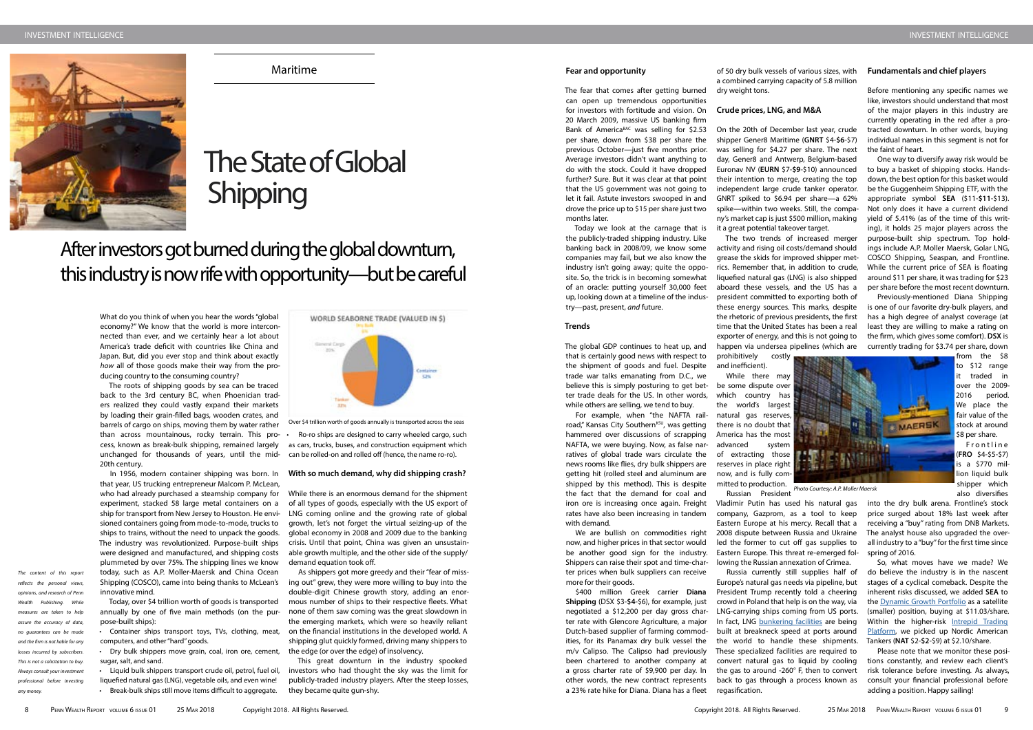Maritime

# The State of Global Shipping

## After investors got burned during the global downturn, this industry is now rife with opportunity—but be careful

What do you think of when you hear the words "global economy?" We know that the world is more interconnected than ever, and we certainly hear a lot about America's trade deficit with countries like China and Japan. But, did you ever stop and think about exactly *how* all of those goods make their way from the producing country to the consuming country?

The roots of shipping goods by sea can be traced back to the 3rd century BC, when Phoenician traders realized they could vastly expand their markets by loading their grain-filled bags, wooden crates, and barrels of cargo on ships, moving them by water rather than across mountainous, rocky terrain. This process, known as break-bulk shipping, remained largely unchanged for thousands of years, until the mid-20th century.

In 1956, modern container shipping was born. In that year, US trucking entrepreneur Malcom P. McLean, who had already purchased a steamship company for experiment, stacked 58 large metal containers on a ship for transport from New Jersey to Houston. He envisioned containers going from mode-to-mode, trucks to ships to trains, without the need to unpack the goods. The industry was revolutionized. Purpose-built ships were designed and manufactured, and shipping costs plummeted by over 75%. The shipping lines we know today, such as A.P. Moller-Maersk and China Ocean Shipping (COSCO), came into being thanks to McLean's innovative mind.

Today, over $4 trillion worth of goods is transported annually by one of five main methods (on the purpose-built ships):

- Container ships transport toys, TVs, clothing, meat, computers, and other "hard" goods.
- Dry bulk shippers move grain, coal, iron ore, cement, sugar, salt, and sand.
- Liquid bulk shippers transport crude oil, petrol, fuel oil, liquefied natural gas (LNG), vegetable oils, and even wine!
- Break-bulk ships still move items difficult to aggregate.
- Ro-ro ships are designed to carry wheeled cargo, such as cars, trucks, buses, and construction equipment which can be rolled-on and rolled off (hence, the name ro-ro).

WORLD SEABORNE TRADE (VALUED IN $)

Dry Bulk 5%

General Cargo 20%

Container 52%

Tanker 22%

Over $4 trillion worth of goods annually is transported across the seas

*The content of this report reflects the personal views, opinions, and research of Penn Wealth Publishing. While measures are taken to help assure the accuracy of data, no guarantees can be made and the firm is not liable for any losses incurred by subscribers. This is not a solicitation to buy. Always consult your investment professional before investing any money.*

### With so much demand, why did shipping crash?

While there is an enormous demand for the shipment of all types of goods, especially with the US export of LNG coming online and the growing rate of global growth, let's not forget the virtual seizing-up of the global economy in 2008 and 2009 due to the banking crisis. Until that point, China was given an unsustainable growth multiple, and the other side of the supply/demand equation took off.

As shippers got more greedy and their "fear of missing out" grew, they were more willing to buy into the double-digit Chinese growth story, adding an enormous number of ships to their respective fleets. What none of them saw coming was the great slowdown in the emerging markets, which were so heavily reliant on the financial institutions in the developed world. A shipping glut quickly formed, driving many shippers to the edge (or over the edge) of insolvency.

This great downturn in the industry spooked investors who had thought the sky was the limit for publicly-traded industry players. After the steep losses, they became quite gun-shy.

### Fear and opportunity

The fear that comes after getting burned can open up tremendous opportunities for investors with fortitude and vision. On 20 March 2009, massive US banking firm Bank of America[BAC] was selling for $2.53 per share, down from $38 per share the previous October—just five months prior. Average investors didn't want anything to do with the stock. Could it have dropped further? Sure. But it was clear at that point that the US government was not going to let it fail. Astute investors swooped in and drove the price up to $15 per share just two months later.

Today we look at the carnage that is the publicly-traded shipping industry. Like banking back in 2008/09, we know some companies may fail, but we also know the industry isn't going away; quite the opposite. So, the trick is in becoming somewhat of an oracle: putting yourself 30,000 feet up, looking down at a timeline of the industry—past, present, *and* future.

### Trends

The global GDP continues to heat up, and that is certainly good news with respect to the shipment of goods and fuel. Despite trade war talks emanating from D.C., we believe this is simply posturing to get better trade deals for the US. In other words, while others are selling, we tend to buy.

For example, when "the NAFTA railroad," Kansas City Southern[KSU], was getting hammered over discussions of scrapping NAFTA, we were buying. Now, as false narratives of global trade wars circulate the news rooms like flies, dry bulk shippers are getting hit (rolled steel and aluminum are shipped by this method). This is despite the fact that the demand for coal and iron ore is increasing once again. Freight rates have also been increasing in tandem with demand.

We are bullish on commodities right now, and higher prices in that sector would be another good sign for the industry. Shippers can raise their spot and time-charter prices when bulk suppliers can receive more for their goods.

$400 million Greek carrier **Diana Shipping** (DSX $3-**$4**-$6), for example, just negotiated a $12,200 per day gross charter rate with Glencore Agriculture, a major Dutch-based supplier of farming commodities, for its Panamax dry bulk vessel the m/v Calipso. The Calipso had previously been chartered to another company at a gross charter rate of $9,900 per day. In other words, the new contract represents a 23% rate hike for Diana. Diana has a fleet of 50 dry bulk vessels of various sizes, with a combined carrying capacity of 5.8 million dry weight tons.

### Crude prices, LNG, and M&A

On the 20th of December last year, crude shipper Gener8 Maritime (**GNRT** $4-**$6**-$7) was selling for $4.27 per share. The next day, Gener8 and Antwerp, Belgium-based Euronav NV (**EURN** $7-**$9**-$10) announced their intention to merge, creating the top independent large crude tanker operator. GNRT spiked to $6.94 per share—a 62% spike—within two weeks. Still, the company's market cap is just $500 million, making it a great potential takeover target.

The two trends of increased merger activity and rising oil costs/demand should grease the skids for improved shipper metrics. Remember that, in addition to crude, liquefied natural gas (LNG) is also shipped aboard these vessels, and the US has a president committed to exporting both of these energy sources. This marks, despite the rhetoric of previous presidents, the first time that the United States has been a real exporter of energy, and this is not going to happen via undersea pipelines (which are prohibitively costly and inefficient).

While there may be some dispute over which country has the world's largest natural gas reserves, there is no doubt that America has the most advanced system of extracting those reserves in place right now, and is fully committed to production.

Photo Courtesy: A.P. Moller Maersk

Russian President Vladimir Putin has used his natural gas company, Gazprom, as a tool to keep Eastern Europe at his mercy. Recall that a 2008 dispute between Russia and Ukraine led the former to cut off gas supplies to Eastern Europe. This threat re-emerged following the Russian annexation of Crimea.

Russia currently still supplies half of Europe's natural gas needs via pipeline, but President Trump recently told a cheering crowd in Poland that help is on the way, via LNG-carrying ships coming from US ports. In fact, LNG bunkering facilities are being built at breakneck speed at ports around the world to handle these shipments. These specialized facilities are required to convert natural gas to liquid by cooling the gas to around -260° F, then to convert back to gas through a process known as regasification.

### Fundamentals and chief players

Before mentioning any specific names we like, investors should understand that most of the major players in this industry are currently operating in the red after a protracted downturn. In other words, buying individual names in this segment is not for the faint of heart.

One way to diversify away risk would be to buy a basket of shipping stocks. Hands-down, the best option for this basket would be the Guggenheim Shipping ETF, with the appropriate symbol **SEA** ($11-**$11**-$13). Not only does it have a current dividend yield of 5.41% (as of the time of this writing), it holds 25 major players across the purpose-built ship spectrum. Top holdings include A.P. Moller Maersk, Golar LNG, COSCO Shipping, Seaspan, and Frontline. While the current price of SEA is floating around $11 per share, it was trading for $23 per share before the most recent downturn.

Previously-mentioned Diana Shipping is one of our favorite dry-bulk players, and has a high degree of analyst coverage (at least they are willing to make a rating on the firm, which gives some comfort). **DSX** is currently trading for $3.74 per share, down from the $8 to $12 range it traded in over the 2009-2016 period. We place the fair value of the stock at around $8 per share.

Frontline (**FRO** $4-$5-$7) is a $770 million liquid bulk shipper which also diversifies into the dry bulk arena. Frontline's stock price surged about 18% last week after receiving a "buy" rating from DNB Markets. The analyst house also upgraded the overall industry to a "buy" for the first time since spring of 2016.

So, what moves have we made? We do believe the industry is in the nascent stages of a cyclical comeback. Despite the inherent risks discussed, we added **SEA** to the Dynamic Growth Portfolio as a satellite (smaller) position, buying at $11.03/share. Within the higher-risk Intrepid Trading Platform, we picked up Nordic American Tankers (**NAT** $2-**$2**-$9) at $2.10/share.

Please note that we monitor these positions constantly, and review each client's risk tolerance before investing. As always, consult your financial professional before adding a position. Happy sailing!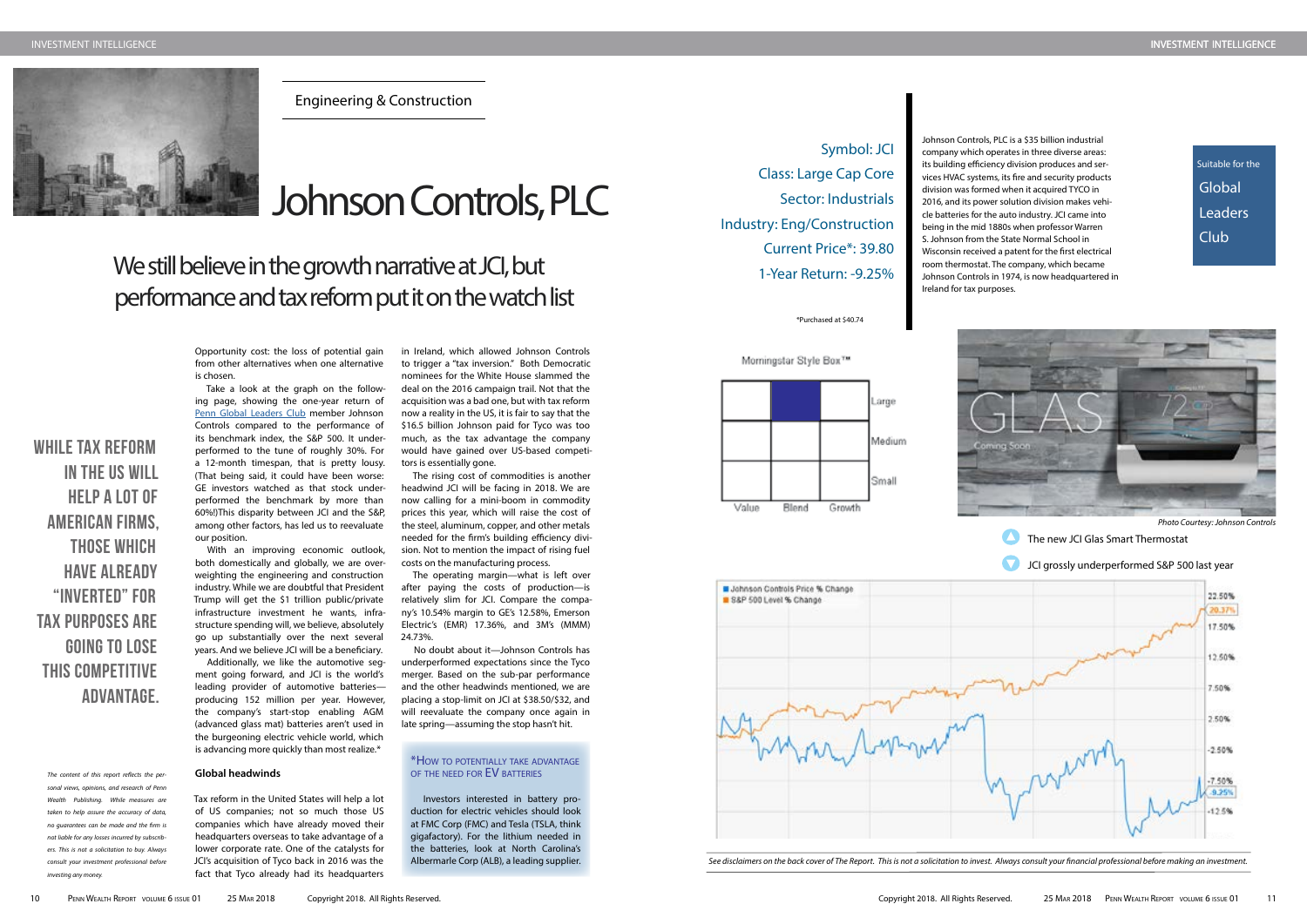Engineering & Construction

# Johnson Controls, PLC

## We still believe in the growth narrative at JCI, but performance and tax reform put it on the watch list

Symbol: JCI
Class: Large Cap Core
Sector: Industrials
Industry: Eng/Construction
Current Price*: 39.80
1-Year Return: -9.25%

*Purchased at $40.74

Johnson Controls, PLC is a $35 billion industrial company which operates in three diverse areas: its building efficiency division produces and services HVAC systems, its fire and security products division was formed when it acquired TYCO in 2016, and its power solution division makes vehicle batteries for the auto industry. JCI came into being in the mid 1880s when professor Warren S. Johnson from the State Normal School in Wisconsin received a patent for the first electrical room thermostat. The company, which became Johnson Controls in 1974, is now headquartered in Ireland for tax purposes.

Suitable for the Global Leaders Club

Morningstar Style Box™

Large
Medium
Small
Value Blend Growth

**WHILE TAX REFORM IN THE US WILL HELP A LOT OF AMERICAN FIRMS, THOSE WHICH HAVE ALREADY "INVERTED" FOR TAX PURPOSES ARE GOING TO LOSE THIS COMPETITIVE ADVANTAGE.**

Opportunity cost: the loss of potential gain from other alternatives when one alternative is chosen.

Take a look at the graph on the following page, showing the one-year return of Penn Global Leaders Club member Johnson Controls compared to the performance of its benchmark index, the S&P 500. It underperformed to the tune of roughly 30%. For a 12-month timespan, that is pretty lousy. (That being said, it could have been worse: GE investors watched as that stock underperformed the benchmark by more than 60%!)This disparity between JCI and the S&P, among other factors, has led us to reevaluate our position.

With an improving economic outlook, both domestically and globally, we are overweighting the engineering and construction industry. While we are doubtful that President Trump will get the $1 trillion public/private infrastructure investment he wants, infrastructure spending will, we believe, absolutely go up substantially over the next several years. And we believe JCI will be a beneficiary.

Additionally, we like the automotive segment going forward, and JCI is the world's leading provider of automotive batteries—producing 152 million per year. However, the company's start-stop enabling AGM (advanced glass mat) batteries aren't used in the burgeoning electric vehicle world, which is advancing more quickly than most realize.*

### Global headwinds

Tax reform in the United States will help a lot of US companies; not so much those US companies which have already moved their headquarters overseas to take advantage of a lower corporate rate. One of the catalysts for JCI's acquisition of Tyco back in 2016 was the fact that Tyco already had its headquarters in Ireland, which allowed Johnson Controls to trigger a "tax inversion." Both Democratic nominees for the White House slammed the deal on the 2016 campaign trail. Not that the acquisition was a bad one, but with tax reform now a reality in the US, it is fair to say that the $16.5 billion Johnson paid for Tyco was too much, as the tax advantage the company would have gained over US-based competitors is essentially gone.

The rising cost of commodities is another headwind JCI will be facing in 2018. We are now calling for a mini-boom in commodity prices this year, which will raise the cost of the steel, aluminum, copper, and other metals needed for the firm's building efficiency division. Not to mention the impact of rising fuel costs on the manufacturing process.

The operating margin—what is left over after paying the costs of production—is relatively slim for JCI. Compare the company's 10.54% margin to GE's 12.58%, Emerson Electric's (EMR) 17.36%, and 3M's (MMM) 24.73%.

No doubt about it—Johnson Controls has underperformed expectations since the Tyco merger. Based on the sub-par performance and the other headwinds mentioned, we are placing a stop-limit on JCI at $38.50/$32, and will reevaluate the company once again in late spring—assuming the stop hasn't hit.

### *How to potentially take advantage of the need for EV batteries

Investors interested in battery production for electric vehicles should look at FMC Corp (FMC) and Tesla (TSLA, think gigafactory). For the lithium needed in the batteries, look at North Carolina's Albermarle Corp (ALB), a leading supplier.

Photo Courtesy: Johnson Controls

The new JCI Glas Smart Thermostat

JCI grossly underperformed S&P 500 last year

Johnson Controls Price % Change
S&P 500 Level % Change
22.50%
20.37%
17.50%
12.50%
7.50%
2.50%
-2.50%
-7.50%
-9.25%
-12.5%

*The content of this report reflects the personal views, opinions, and research of Penn Wealth Publishing. While measures are taken to help assure the accuracy of data, no guarantees can be made and the firm is not liable for any losses incurred by subscribers. This is not a solicitation to buy. Always consult your investment professional before investing any money.*

*See disclaimers on the back cover of The Report. This is not a solicitation to invest. Always consult your financial professional before making an investment.*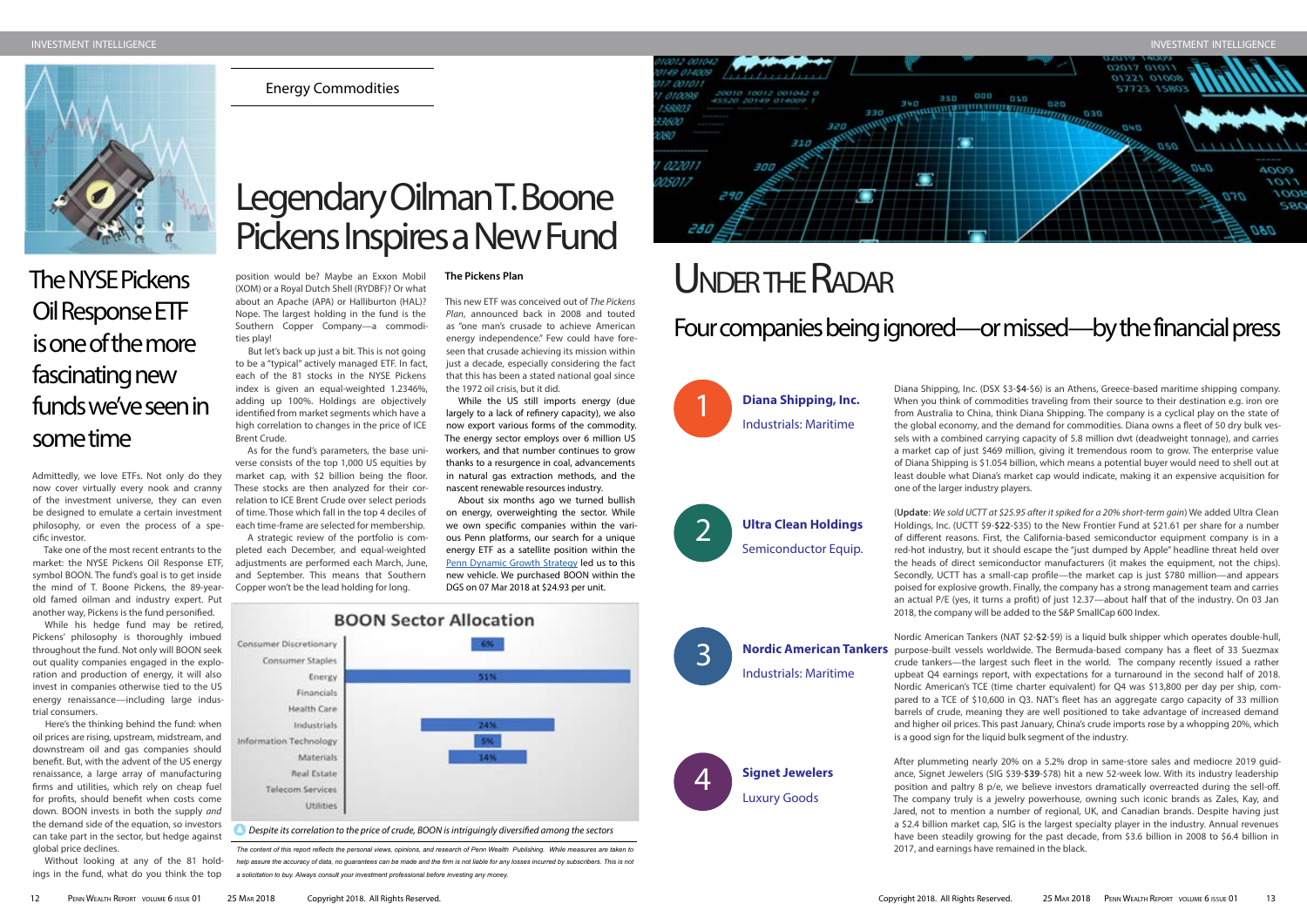Energy Commodities

# Legendary Oilman T. Boone Pickens Inspires a New Fund

## The NYSE Pickens Oil Response ETF is one of the more fascinating new funds we've seen in some time

Admittedly, we love ETFs. Not only do they now cover virtually every nook and cranny of the investment universe, they can even be designed to emulate a certain investment philosophy, or even the process of a specific investor.

Take one of the most recent entrants to the market: the NYSE Pickens Oil Response ETF, symbol BOON. The fund's goal is to get inside the mind of T. Boone Pickens, the 89-year-old famed oilman and industry expert. Put another way, Pickens is the fund personified.

While his hedge fund may be retired, Pickens' philosophy is thoroughly imbued throughout the fund. Not only will BOON seek out quality companies engaged in the exploration and production of energy, it will also invest in companies otherwise tied to the US energy renaissance—including large industrial consumers.

Here's the thinking behind the fund: when oil prices are rising, upstream, midstream, and downstream oil and gas companies should benefit. But, with the advent of the US energy renaissance, a large array of manufacturing firms and utilities, which rely on cheap fuel for profits, should benefit when costs come down. BOON invests in both the supply *and* the demand side of the equation, so investors can take part in the sector, but hedge against global price declines.

Without looking at any of the 81 holdings in the fund, what do you think the top position would be? Maybe an Exxon Mobil (XOM) or a Royal Dutch Shell (RYDBF)? Or what about an Apache (APA) or Halliburton (HAL)? Nope. The largest holding in the fund is the Southern Copper Company—a commodities play!

But let's back up just a bit. This is not going to be a "typical" actively managed ETF. In fact, each of the 81 stocks in the NYSE Pickens index is given an equal-weighted 1.2346%, adding up 100%. Holdings are objectively identified from market segments which have a high correlation to changes in the price of ICE Brent Crude.

As for the fund's parameters, the base universe consists of the top 1,000 US equities by market cap, with $2 billion being the floor. These stocks are then analyzed for their correlation to ICE Brent Crude over select periods of time. Those which fall in the top 4 deciles of each time-frame are selected for membership.

A strategic review of the portfolio is completed each December, and equal-weighted adjustments are performed each March, June, and September. This means that Southern Copper won't be the lead holding for long.

### The Pickens Plan

This new ETF was conceived out of *The Pickens Plan*, announced back in 2008 and touted as "one man's crusade to achieve American energy independence." Few could have foreseen that crusade achieving its mission within just a decade, especially considering the fact that this has been a stated national goal since the 1972 oil crisis, but it did.

While the US still imports energy (due largely to a lack of refinery capacity), we also now export various forms of the commodity. The energy sector employs over 6 million US workers, and that number continues to grow thanks to a resurgence in coal, advancements in natural gas extraction methods, and the nascent renewable resources industry.

About six months ago we turned bullish on energy, overweighting the sector. While we own specific companies within the various Penn platforms, our search for a unique energy ETF as a satellite position within the Penn Dynamic Growth Strategy led us to this new vehicle. We purchased BOON within the DGS on 07 Mar 2018 at $24.93 per unit.

BOON Sector Allocation

Consumer Discretionary 6%
Consumer Staples
Energy 51%
Financials
Health Care
Industrials 24%
Information Technology 5%
Materials 14%
Real Estate
Telecom Services
Utilities

*Despite its correlation to the price of crude, BOON is intriguingly diversified among the sectors*

*The content of this report reflects the personal views, opinions, and research of Penn Wealth Publishing. While measures are taken to help assure the accuracy of data, no guarantees can be made and the firm is not liable for any losses incurred by subscribers. This is not a solicitation to buy. Always consult your investment professional before investing any money.*

# Under the Radar

## Four companies being ignored—or missed—by the financial press

### 1 Diana Shipping, Inc.
Industrials: Maritime

Diana Shipping, Inc. (DSX $3-**$4**-$6) is an Athens, Greece-based maritime shipping company. When you think of commodities traveling from their source to their destination e.g. iron ore from Australia to China, think Diana Shipping. The company is a cyclical play on the state of the global economy, and the demand for commodities. Diana owns a fleet of 50 dry bulk vessels with a combined carrying capacity of 5.8 million dwt (deadweight tonnage), and carries a market cap of just $469 million, giving it tremendous room to grow. The enterprise value of Diana Shipping is $1.054 billion, which means a potential buyer would need to shell out at least double what Diana's market cap would indicate, making it an expensive acquisition for one of the larger industry players.

### 2 Ultra Clean Holdings
Semiconductor Equip.

(**Update**: *We sold UCTT at $25.95 after it spiked for a 20% short-term gain*) We added Ultra Clean Holdings, Inc. (UCTT $9-**$22**-$35) to the New Frontier Fund at $21.61 per share for a number of different reasons. First, the California-based semiconductor equipment company is in a red-hot industry, but it should escape the "just dumped by Apple" headline threat held over the heads of direct semiconductor manufacturers (it makes the equipment, not the chips). Secondly, UCTT has a small-cap profile—the market cap is just $780 million—and appears poised for explosive growth. Finally, the company has a strong management team and carries an actual P/E (yes, it turns a profit) of just 12.37—about half that of the industry. On 03 Jan 2018, the company will be added to the S&P SmallCap 600 Index.

### 3 Nordic American Tankers
Industrials: Maritime

Nordic American Tankers (NAT $2-**$2**-$9) is a liquid bulk shipper which operates double-hull, purpose-built vessels worldwide. The Bermuda-based company has a fleet of 33 Suezmax crude tankers—the largest such fleet in the world. The company recently issued a rather upbeat Q4 earnings report, with expectations for a turnaround in the second half of 2018. Nordic American's TCE (time charter equivalent) for Q4 was $13,800 per day per ship, compared to a TCE of $10,600 in Q3. NAT's fleet has an aggregate cargo capacity of 33 million barrels of crude, meaning they are well positioned to take advantage of increased demand and higher oil prices. This past January, China's crude imports rose by a whopping 20%, which is a good sign for the liquid bulk segment of the industry.

### 4 Signet Jewelers
Luxury Goods

After plummeting nearly 20% on a 5.2% drop in same-store sales and mediocre 2019 guidance, Signet Jewelers (SIG $39-**$39**-$78) hit a new 52-week low. With its industry leadership position and paltry 8 p/e, we believe investors dramatically overreacted during the sell-off. The company truly is a jewelry powerhouse, owning such iconic brands as Zales, Kay, and Jared, not to mention a number of regional, UK, and Canadian brands. Despite having just a $2.4 billion market cap, SIG is the largest specialty player in the industry. Annual revenues have been steadily growing for the past decade, from $3.6 billion in 2008 to $6.4 billion in 2017, and earnings have remained in the black.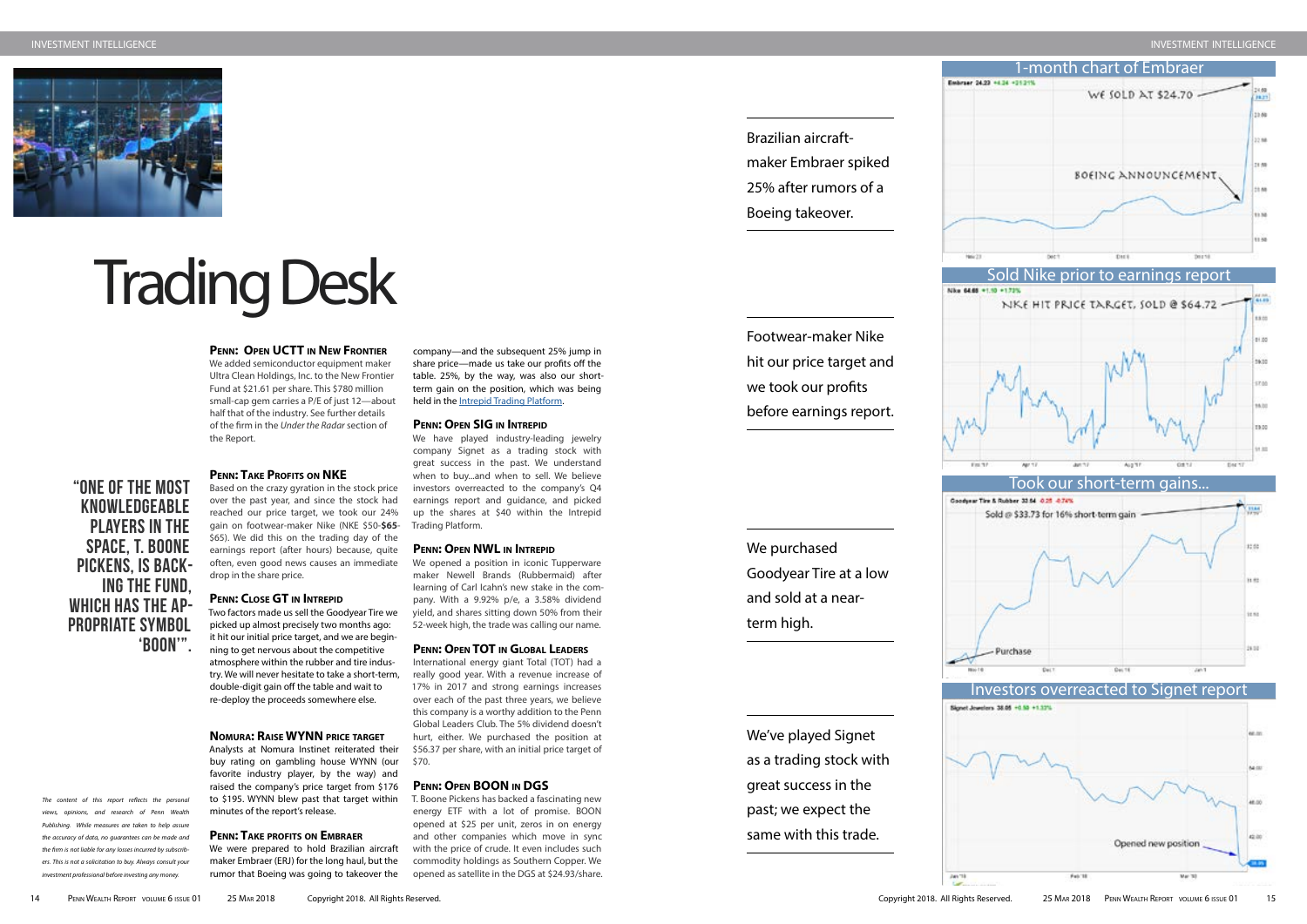# Trading Desk

"ONE OF THE MOST KNOWLEDGEABLE PLAYERS IN THE SPACE, T. BOONE PICKENS, IS BACKING THE FUND, WHICH HAS THE APPROPRIATE SYMBOL 'BOON'".

### Penn: Open UCTT in New Frontier

We added semiconductor equipment maker Ultra Clean Holdings, Inc. to the New Frontier Fund at $21.61 per share. This $780 million small-cap gem carries a P/E of just 12—about half that of the industry. See further details of the firm in the *Under the Radar* section of the Report.

### Penn: Take Profits on NKE

Based on the crazy gyration in the stock price over the past year, and since the stock had reached our price target, we took our 24% gain on footwear-maker Nike (NKE $50-**$65**-$65). We did this on the trading day of the earnings report (after hours) because, quite often, even good news causes an immediate drop in the share price.

### Penn: Close GT in Intrepid

Two factors made us sell the Goodyear Tire we picked up almost precisely two months ago: it hit our initial price target, and we are beginning to get nervous about the competitive atmosphere within the rubber and tire industry. We will never hesitate to take a short-term, double-digit gain off the table and wait to re-deploy the proceeds somewhere else.

### Nomura: Raise WYNN Price Target

Analysts at Nomura Instinet reiterated their buy rating on gambling house WYNN (our favorite industry player, by the way) and raised the company's price target from $176 to $195. WYNN blew past that target within minutes of the report's release.

### Penn: Take Profits on Embraer

We were prepared to hold Brazilian aircraft maker Embraer (ERJ) for the long haul, but the rumor that Boeing was going to takeover the company—and the subsequent 25% jump in share price—made us take our profits off the table. 25%, by the way, was also our short-term gain on the position, which was being held in the Intrepid Trading Platform.

### Penn: Open SIG in Intrepid

We have played industry-leading jewelry company Signet as a trading stock with great success in the past. We understand when to buy...and when to sell. We believe investors overreacted to the company's Q4 earnings report and guidance, and picked up the shares at $40 within the Intrepid Trading Platform.

### Penn: Open NWL in Intrepid

We opened a position in iconic Tupperware maker Newell Brands (Rubbermaid) after learning of Carl Icahn's new stake in the company. With a 9.92% p/e, a 3.58% dividend yield, and shares sitting down 50% from their 52-week high, the trade was calling our name.

### Penn: Open TOT in Global Leaders

International energy giant Total (TOT) had a really good year. With a revenue increase of 17% in 2017 and strong earnings increases over each of the past three years, we believe this company is a worthy addition to the Penn Global Leaders Club. The 5% dividend doesn't hurt, either. We purchased the position at $56.37 per share, with an initial price target of $70.

### Penn: Open BOON in DGS

T. Boone Pickens has backed a fascinating new energy ETF with a lot of promise. BOON opened at $25 per unit, zeros in on energy and other companies which move in sync with the price of crude. It even includes such commodity holdings as Southern Copper. We opened as satellite in the DGS at $24.93/share.

*The content of this report reflects the personal views, opinions, and research of Penn Wealth Publishing. While measures are taken to help assure the accuracy of data, no guarantees can be made and the firm is not liable for any losses incurred by subscribers. This is not a solicitation to buy. Always consult your investment professional before investing any money.*

---

Brazilian aircraft-maker Embraer spiked 25% after rumors of a Boeing takeover.

**1-month chart of Embraer**

Footwear-maker Nike hit our price target and we took our profits before earnings report.

**Sold Nike prior to earnings report**

We purchased Goodyear Tire at a low and sold at a near-term high.

**Took our short-term gains...**

We've played Signet as a trading stock with great success in the past; we expect the same with this trade.

**Investors overreacted to Signet report**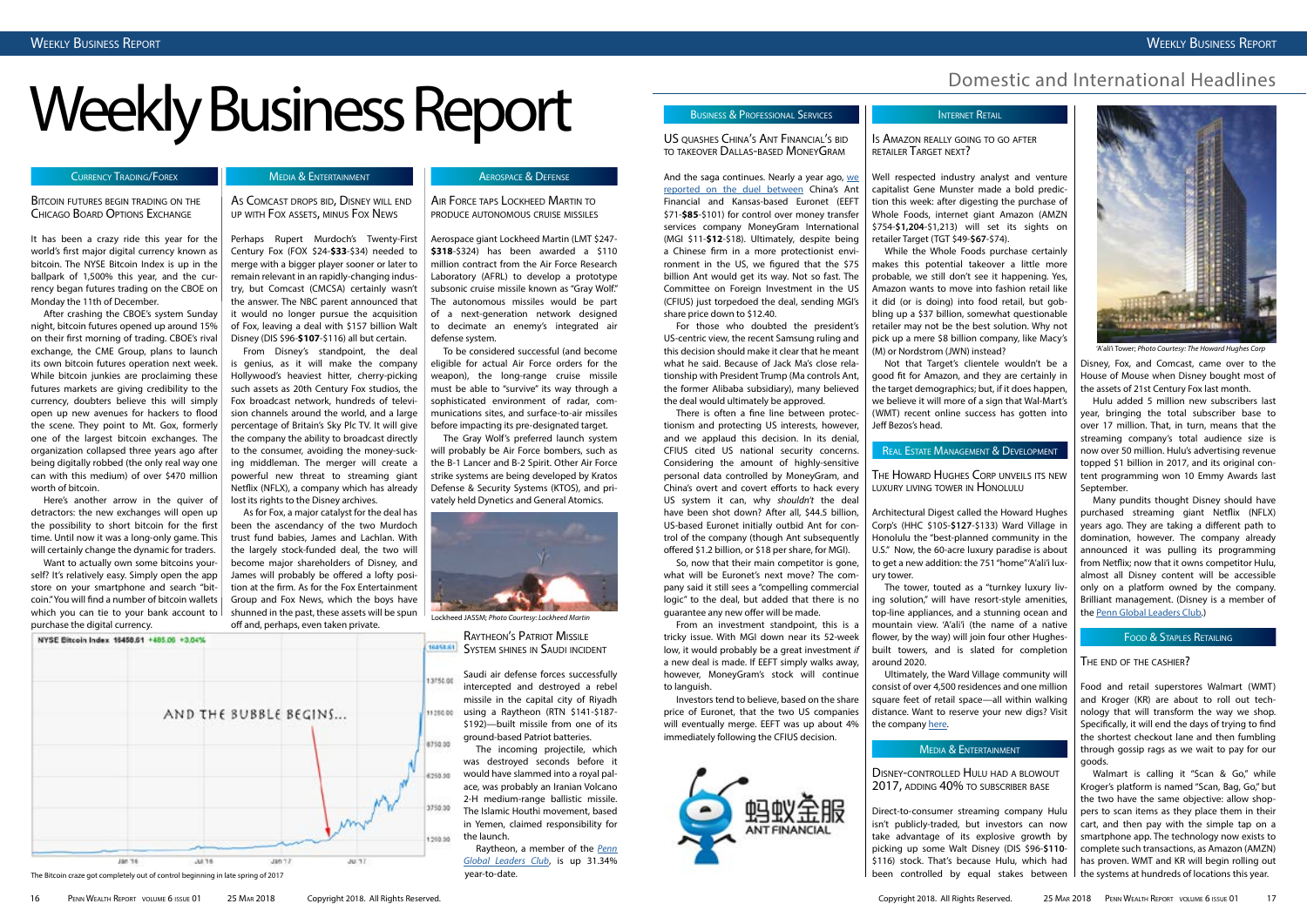# Weekly Business Report

## Domestic and International Headlines

### Currency Trading/Forex

#### Bitcoin futures begin trading on the Chicago Board Options Exchange

It has been a crazy ride this year for the world's first major digital currency known as bitcoin. The NYSE Bitcoin Index is up in the ballpark of 1,500% this year, and the currency began futures trading on the CBOE on Monday the 11th of December.

After crashing the CBOE's system Sunday night, bitcoin futures opened up around 15% on their first morning of trading. CBOE's rival exchange, the CME Group, plans to launch its own bitcoin futures operation next week. While bitcoin junkies are proclaiming these futures markets are giving credibility to the currency, doubters believe this will simply open up new avenues for hackers to flood the scene. They point to Mt. Gox, formerly one of the largest bitcoin exchanges. The organization collapsed three years ago after being digitally robbed (the only real way one can with this medium) of over $470 million worth of bitcoin.

Here's another arrow in the quiver of detractors: the new exchanges will open up the possibility to short bitcoin for the first time. Until now it was a long-only game. This will certainly change the dynamic for traders.

Want to actually own some bitcoins yourself? It's relatively easy. Simply open the app store on your smartphone and search "bitcoin." You will find a number of bitcoin wallets which you can tie to your bank account to purchase the digital currency.

NYSE Bitcoin Index 16450.61 +485.06 +3.04%

AND THE BUBBLE BEGINS...

16450.61
13750.00
11250.00
8750.00
6250.00
3750.00
1250.00

Jan 16 Jul 16 Jan 17 Jul 17

The Bitcoin craze got completely out of control beginning in late spring of 2017

### Media & Entertainment

#### As Comcast drops bid, Disney will end up with Fox assets, minus Fox News

Perhaps Rupert Murdoch's Twenty-First Century Fox (FOX $24-**$33**-$34) needed to merge with a bigger player sooner or later to remain relevant in an rapidly-changing industry, but Comcast (CMCSA) certainly wasn't the answer. The NBC parent announced that it would no longer pursue the acquisition of Fox, leaving a deal with $157 billion Walt Disney (DIS $96-**$107**-$116) all but certain.

From Disney's standpoint, the deal is genius, as it will make the company Hollywood's heaviest hitter, cherry-picking such assets as 20th Century Fox studios, the Fox broadcast network, hundreds of television channels around the world, and a large percentage of Britain's Sky Plc TV. It will give the company the ability to broadcast directly to the consumer, avoiding the money-sucking middleman. The merger will create a powerful new threat to streaming giant Netflix (NFLX), a company which has already lost its rights to the Disney archives.

As for Fox, a major catalyst for the deal has been the ascendancy of the two Murdoch trust fund babies, James and Lachlan. With the largely stock-funded deal, the two will become major shareholders of Disney, and James will probably be offered a lofty position at the firm. As for the Fox Entertainment Group and Fox News, which the boys have shunned in the past, these assets will be spun off and, perhaps, even taken private.

### Aerospace & Defense

#### Air Force tasks Lockheed Martin to produce autonomous cruise missiles

Aerospace giant Lockheed Martin (LMT $247-**$318**-$324) has been awarded a $110 million contract from the Air Force Research Laboratory (AFRL) to develop a prototype subsonic cruise missile known as "Gray Wolf." The autonomous missiles would be part of a next-generation network designed to decimate an enemy's integrated air defense system.

To be considered successful (and become eligible for actual Air Force orders for the weapon), the long-range cruise missile must be able to "survive" its way through a sophisticated environment of radar, communications sites, and surface-to-air missiles before impacting its pre-designated target.

The Gray Wolf's preferred launch system will probably be Air Force bombers, such as the B-1 Lancer and B-2 Spirit. Other Air Force strike systems are being developed by Kratos Defense & Security Systems (KTOS), and privately held Dynetics and General Atomics.

Lockheed JASSM; *Photo Courtesy: Lockheed Martin*

#### Raytheon's Patriot Missile System shines in Saudi incident

Saudi air defense forces successfully intercepted and destroyed a rebel missile in the capital city of Riyadh using a Raytheon (RTN $141-$187-$192)—built missile from one of its ground-based Patriot batteries.

The incoming projectile, which was destroyed seconds before it would have slammed into a royal palace, was probably an Iranian Volcano 2-H medium-range ballistic missile. The Islamic Houthi movement, based in Yemen, claimed responsibility for the launch.

Raytheon, a member of the *Penn Global Leaders Club*, is up 31.34% year-to-date.

### Business & Professional Services

#### US quashes China's Ant Financial's bid to takeover Dallas-based MoneyGram

And the saga continues. Nearly a year ago, we reported on the duel between China's Ant Financial and Kansas-based Euronet (EEFT $71-**$85**-$101) for control over money transfer services company MoneyGram International (MGI $11-**$12**-$18). Ultimately, despite being a Chinese firm in a more protectionist environment in the US, we figured that the $75 billion Ant would get its way. Not so fast. The Committee on Foreign Investment in the US (CFIUS) just torpedoed the deal, sending MGI's share price down to $12.40.

For those who doubted the president's US-centric view, the recent Samsung ruling and this decision should make it clear that he meant what he said. Because of Jack Ma's close relationship with President Trump (Ma controls Ant, the former Alibaba subsidiary), many believed the deal would ultimately be approved.

There is often a fine line between protectionism and protecting US interests, however, and we applaud this decision. In its denial, CFIUS cited US national security concerns. Considering the amount of highly-sensitive personal data controlled by MoneyGram, and China's overt and covert efforts to hack every US system it can, why *shouldn't* the deal have been shot down? After all, $44.5 billion, US-based Euronet initially outbid Ant for control of the company (though Ant subsequently offered $1.2 billion, or $18 per share, for MGI).

So, now that their main competitor is gone, what will be Euronet's next move? The company said it still sees a "compelling commercial logic" to the deal, but added that there is no guarantee any new offer will be made.

From an investment standpoint, this is a tricky issue. With MGI down near its 52-week low, it would probably be a great investment *if* a new deal is made. If EEFT simply walks away, however, MoneyGram's stock will continue to languish.

Investors tend to believe, based on the share price of Euronet, that the two US companies will eventually merge. EEFT was up about 4% immediately following the CFIUS decision.

蚂蚁金服
ANT FINANCIAL

### Internet Retail

#### Is Amazon really going to go after retailer Target next?

Well respected industry analyst and venture capitalist Gene Munster made a bold prediction this week: after digesting the purchase of Whole Foods, internet giant Amazon (AMZN $754-**$1,204**-$1,213) will set its sights on retailer Target (TGT $49-**$67**-$74).

While the Whole Foods purchase certainly makes this potential takeover a little more probable, we still don't see it happening. Yes, Amazon wants to move into fashion retail like it did (or is doing) into food retail, but gobbling up a $37 billion, somewhat questionable retailer may not be the best solution. Why not pick up a mere $8 billion company, like Macy's (M) or Nordstrom (JWN) instead?

Not that Target's clientele wouldn't be a good fit for Amazon, and they are certainly in the target demographics; but, if it does happen, we believe it will more of a sign that Wal-Mart's (WMT) recent online success has gotten into Jeff Bezos's head.

### Real Estate Management & Development

#### The Howard Hughes Corp unveils its new luxury living tower in Honolulu

Architectural Digest called the Howard Hughes Corp's (HHC $105-**$127**-$133) Ward Village in Honolulu the "best-planned community in the U.S." Now, the 60-acre luxury paradise is about to get a new addition: the 751 "home" 'A'ali'i luxury tower.

The tower, touted as a "turnkey luxury living solution," will have resort-style amenities, top-line appliances, and a stunning ocean and mountain view. 'A'ali'i (the name of a native flower, by the way) will join four other Hughes-built towers, and is slated for completion around 2020.

Ultimately, the Ward Village community will consist of over 4,500 residences and one million square feet of retail space—all within walking distance. Want to reserve your new digs? Visit the company here.

### Media & Entertainment

#### Disney-controlled Hulu had a blowout 2017, adding 40% to subscriber base

Direct-to-consumer streaming company Hulu isn't publicly-traded, but investors can now take advantage of its explosive growth by picking up some Walt Disney (DIS $96-**$110**-$116) stock. That's because Hulu, which had been controlled by equal stakes between Disney, Fox, and Comcast, came over to the House of Mouse when Disney bought most of the assets of 21st Century Fox last month.

'A'ali'i Tower; *Photo Courtesy: The Howard Hughes Corp*

Hulu added 5 million new subscribers last year, bringing the total subscriber base to over 17 million. That, in turn, means that the streaming company's total audience size is now over 50 million. Hulu's advertising revenue topped $1 billion in 2017, and its original content programming won 10 Emmy Awards last September.

Many pundits thought Disney should have purchased streaming giant Netflix (NFLX) years ago. They are taking a different path to domination, however. The company already announced it was pulling its programming from Netflix; now that it owns competitor Hulu, almost all Disney content will be accessible only on a platform owned by the company. Brilliant management. (Disney is a member of the Penn Global Leaders Club.)

### Food & Staples Retailing

#### The end of the cashier?

Food and retail superstores Walmart (WMT) and Kroger (KR) are about to roll out technology that will transform the way we shop. Specifically, it will end the days of trying to find the shortest checkout lane and then fumbling through gossip rags as we wait to pay for our goods.

Walmart is calling it "Scan & Go," while Kroger's platform is named "Scan, Bag, Go," but the two have the same objective: allow shoppers to scan items as they place them in their cart, and then pay with the simple tap on a smartphone app. The technology now exists to complete such transactions, as Amazon (AMZN) has proven. WMT and KR will begin rolling out the systems at hundreds of locations this year.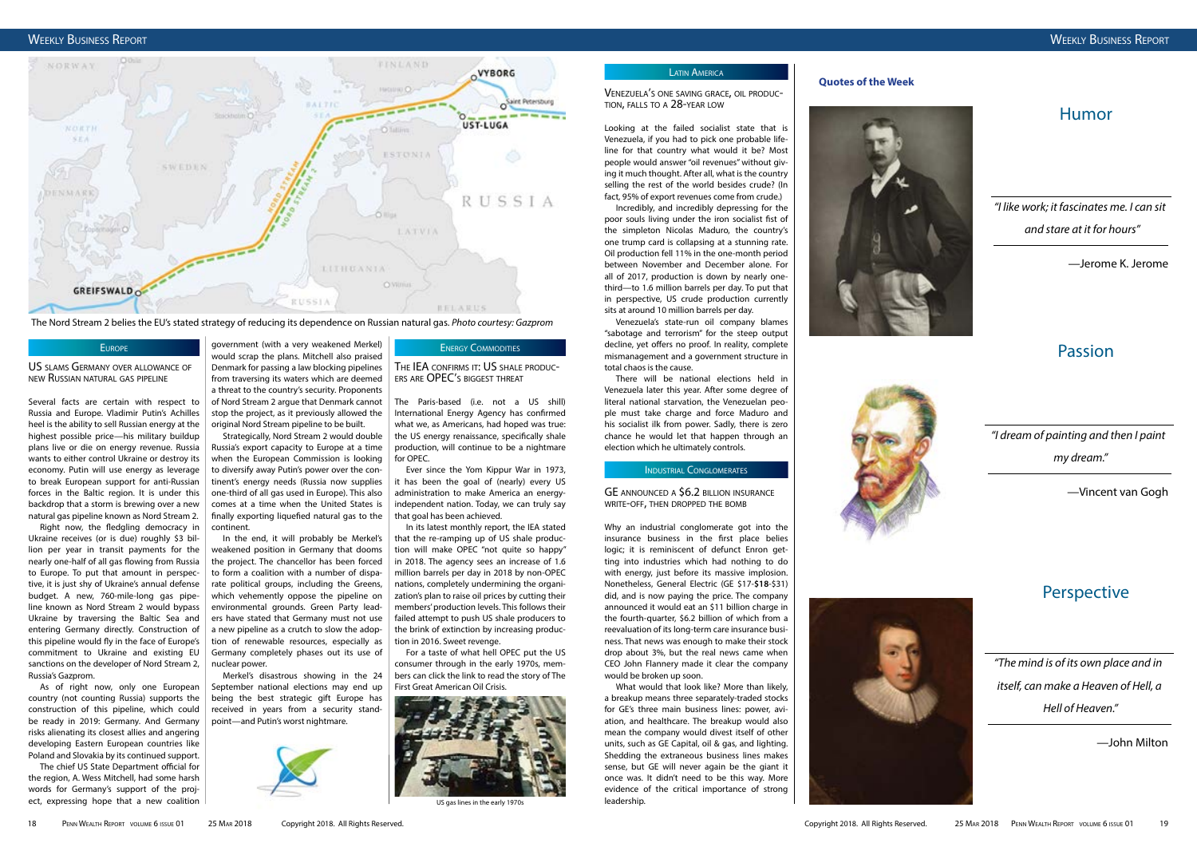The Nord Stream 2 belies the EU's stated strategy of reducing its dependence on Russian natural gas. *Photo courtesy: Gazprom*

## Europe

### US slams Germany over allowance of new Russian natural gas pipeline

Several facts are certain with respect to Russia and Europe. Vladimir Putin's Achilles heel is the ability to sell Russian energy at the highest possible price—his military buildup plans live or die on energy revenue. Russia wants to either control Ukraine or destroy its economy. Putin will use energy as leverage to break European support for anti-Russian forces in the Baltic region. It is under this backdrop that a storm is brewing over a new natural gas pipeline known as Nord Stream 2.

Right now, the fledgling democracy in Ukraine receives (or is due) roughly $3 billion per year in transit payments for the nearly one-half of all gas flowing from Russia to Europe. To put that amount in perspective, it is just shy of Ukraine's annual defense budget. A new, 760-mile-long gas pipeline known as Nord Stream 2 would bypass Ukraine by traversing the Baltic Sea and entering Germany directly. Construction of this pipeline would fly in the face of Europe's commitment to Ukraine and existing EU sanctions on the developer of Nord Stream 2, Russia's Gazprom.

As of right now, only one European country (not counting Russia) supports the construction of this pipeline, which could be ready in 2019: Germany. And Germany risks alienating its closest allies and angering developing Eastern European countries like Poland and Slovakia by its continued support.

The chief US State Department official for the region, A. Wess Mitchell, had some harsh words for Germany's support of the project, expressing hope that a new coalition government (with a very weakened Merkel) would scrap the plans. Mitchell also praised Denmark for passing a law blocking pipelines from traversing its waters which are deemed a threat to the country's security. Proponents of Nord Stream 2 argue that Denmark cannot stop the project, as it previously allowed the original Nord Stream pipeline to be built.

Strategically, Nord Stream 2 would double Russia's export capacity to Europe at a time when the European Commission is looking to diversify away Putin's power over the continent's energy needs (Russia now supplies one-third of all gas used in Europe). This also comes at a time when the United States is finally exporting liquefied natural gas to the continent.

In the end, it will probably be Merkel's weakened position in Germany that dooms the project. The chancellor has been forced to form a coalition with a number of disparate political groups, including the Greens, which vehemently oppose the pipeline on environmental grounds. Green Party leaders have stated that Germany must not use a new pipeline as a crutch to slow the adoption of renewable resources, especially as Germany completely phases out its use of nuclear power.

Merkel's disastrous showing in the 24 September national elections may end up being the best strategic gift Europe has received in years from a security standpoint—and Putin's worst nightmare.

## Energy Commodities

### The IEA confirms it: US shale producers are OPEC's biggest threat

The Paris-based (i.e. not a US shill) International Energy Agency has confirmed what we, as Americans, had hoped was true: the US energy renaissance, specifically shale production, will continue to be a nightmare for OPEC.

Ever since the Yom Kippur War in 1973, it has been the goal of (nearly) every US administration to make America an energy-independent nation. Today, we can truly say that goal has been achieved.

In its latest monthly report, the IEA stated that the re-ramping up of US shale production will make OPEC "not quite so happy" in 2018. The agency sees an increase of 1.6 million barrels per day in 2018 by non-OPEC nations, completely undermining the organization's plan to raise oil prices by cutting their members' production levels. This follows their failed attempt to push US shale producers to the brink of extinction by increasing production in 2016. Sweet revenge.

For a taste of what hell OPEC put the US consumer through in the early 1970s, members can click the link to read the story of The First Great American Oil Crisis.

US gas lines in the early 1970s

## Latin America

### Venezuela's one saving grace, oil production, falls to a 28-year low

Looking at the failed socialist state that is Venezuela, if you had to pick one probable lifeline for that country what would it be? Most people would answer "oil revenues" without giving it much thought. After all, what is the country selling the rest of the world besides crude? (In fact, 95% of export revenues come from crude.)

Incredibly, and incredibly depressing for the poor souls living under the iron socialist fist of the simpleton Nicolas Maduro, the country's one trump card is collapsing at a stunning rate. Oil production fell 11% in the one-month period between November and December alone. For all of 2017, production is down by nearly one-third—to 1.6 million barrels per day. To put that in perspective, US crude production currently sits at around 10 million barrels per day.

Venezuela's state-run oil company blames "sabotage and terrorism" for the steep output decline, yet offers no proof. In reality, complete mismanagement and a government structure in total chaos is the cause.

There will be national elections held in Venezuela later this year. After some degree of literal national starvation, the Venezuelan people must take charge and force Maduro and his socialist ilk from power. Sadly, there is zero chance he would let that happen through an election which he ultimately controls.

## Industrial Conglomerates

### GE announced a $6.2 billion insurance write-off, then dropped the bomb

Why an industrial conglomerate got into the insurance business in the first place belies logic; it is reminiscent of defunct Enron getting into industries which had nothing to do with energy, just before its massive implosion. Nonetheless, General Electric (GE $17-**$18**-$31) did, and is now paying the price. The company announced it would eat an $11 billion charge in the fourth-quarter, $6.2 billion of which from a reevaluation of its long-term care insurance business. That news was enough to make their stock drop about 3%, but the real news came when CEO John Flannery made it clear the company would be broken up soon.

What would that look like? More than likely, a breakup means three separately-traded stocks for GE's three main business lines: power, aviation, and healthcare. The breakup would also mean the company would divest itself of other units, such as GE Capital, oil & gas, and lighting. Shedding the extraneous business lines makes sense, but GE will never again be the giant it once was. It didn't need to be this way. More evidence of the critical importance of strong leadership.

## Quotes of the Week

### Humor

*"I like work; it fascinates me. I can sit and stare at it for hours"*

—Jerome K. Jerome

### Passion

*"I dream of painting and then I paint my dream."*

—Vincent van Gogh

### Perspective

*"The mind is of its own place and in itself, can make a Heaven of Hell, a Hell of Heaven."*

—John Milton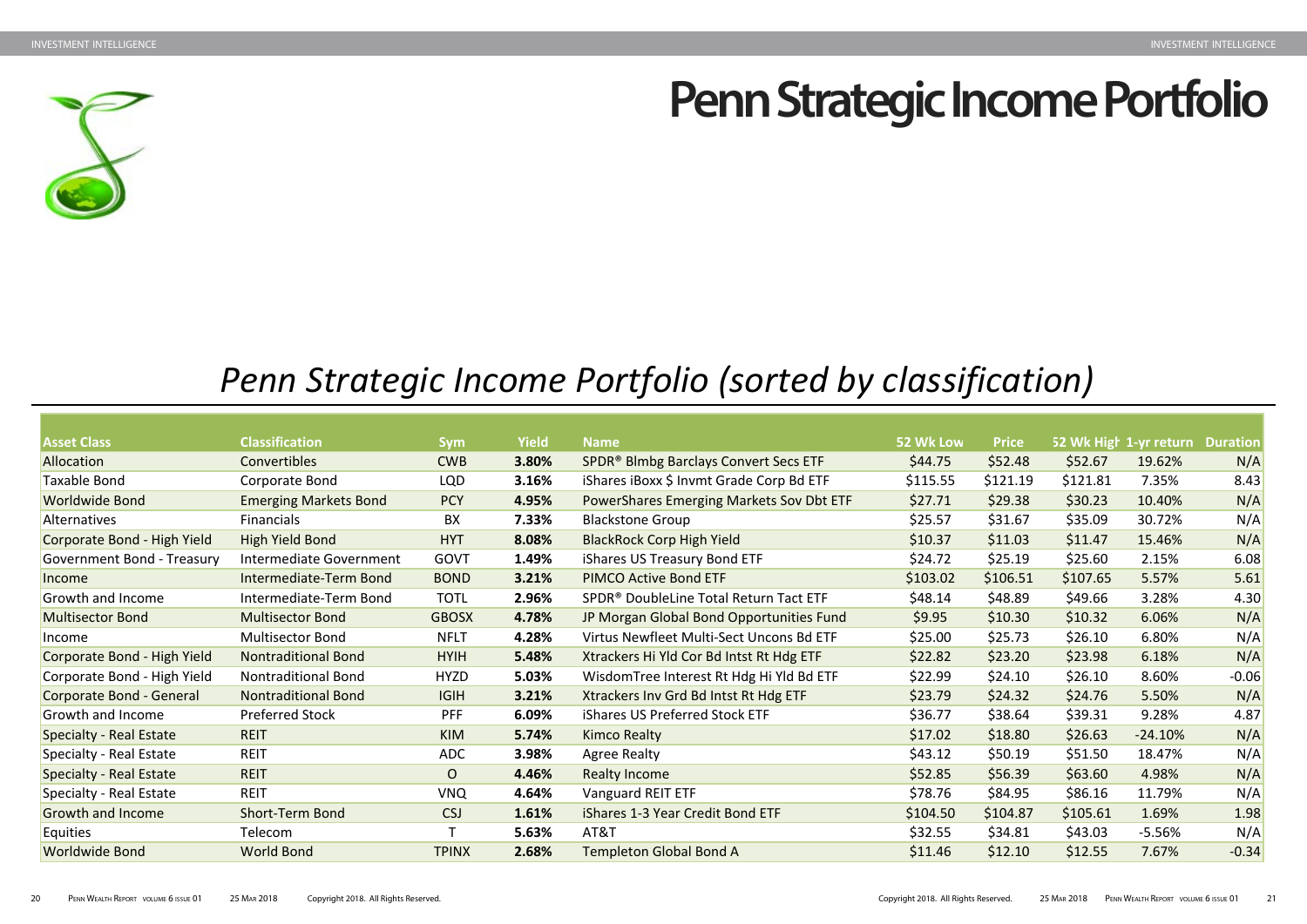# Penn Strategic Income Portfolio

## *Penn Strategic Income Portfolio (sorted by classification)*

| Asset Class | Classification | Sym | Yield | Name | 52 Wk Low | Price | 52 Wk High | 1-yr return | Duration |
|---|---|---|---|---|---|---|---|---|---|
| Allocation | Convertibles | CWB | **3.80%** | SPDR® Blmbg Barclays Convert Secs ETF | $44.75 | $52.48 | $52.67 | 19.62% | N/A |
| Taxable Bond | Corporate Bond | LQD | **3.16%** | iShares iBoxx $ Invmt Grade Corp Bd ETF | $115.55 | $121.19 | $121.81 | 7.35% | 8.43 |
| Worldwide Bond | Emerging Markets Bond | PCY | **4.95%** | PowerShares Emerging Markets Sov Dbt ETF | $27.71 | $29.38 | $30.23 | 10.40% | N/A |
| Alternatives | Financials | BX | **7.33%** | Blackstone Group | $25.57 | $31.67 | $35.09 | 30.72% | N/A |
| Corporate Bond - High Yield | High Yield Bond | HYT | **8.08%** | BlackRock Corp High Yield | $10.37 | $11.03 | $11.47 | 15.46% | N/A |
| Government Bond - Treasury | Intermediate Government | GOVT | **1.49%** | iShares US Treasury Bond ETF | $24.72 | $25.19 | $25.60 | 2.15% | 6.08 |
| Income | Intermediate-Term Bond | BOND | **3.21%** | PIMCO Active Bond ETF | $103.02 | $106.51 | $107.65 | 5.57% | 5.61 |
| Growth and Income | Intermediate-Term Bond | TOTL | **2.96%** | SPDR® DoubleLine Total Return Tact ETF | $48.14 | $48.89 | $49.66 | 3.28% | 4.30 |
| Multisector Bond | Multisector Bond | GBOSX | **4.78%** | JP Morgan Global Bond Opportunities Fund | $9.95 | $10.30 | $10.32 | 6.06% | N/A |
| Income | Multisector Bond | NFLT | **4.28%** | Virtus Newfleet Multi-Sect Uncons Bd ETF | $25.00 | $25.73 | $26.10 | 6.80% | N/A |
| Corporate Bond - High Yield | Nontraditional Bond | HYIH | **5.48%** | Xtrackers Hi Yld Cor Bd Intst Rt Hdg ETF | $22.82 | $23.20 | $23.98 | 6.18% | N/A |
| Corporate Bond - High Yield | Nontraditional Bond | HYZD | **5.03%** | WisdomTree Interest Rt Hdg Hi Yld Bd ETF | $22.99 | $24.10 | $26.10 | 8.60% | -0.06 |
| Corporate Bond - General | Nontraditional Bond | IGIH | **3.21%** | Xtrackers Inv Grd Bd Intst Rt Hdg ETF | $23.79 | $24.32 | $24.76 | 5.50% | N/A |
| Growth and Income | Preferred Stock | PFF | **6.09%** | iShares US Preferred Stock ETF | $36.77 | $38.64 | $39.31 | 9.28% | 4.87 |
| Specialty - Real Estate | REIT | KIM | **5.74%** | Kimco Realty | $17.02 | $18.80 | $26.63 | -24.10% | N/A |
| Specialty - Real Estate | REIT | ADC | **3.98%** | Agree Realty | $43.12 | $50.19 | $51.50 | 18.47% | N/A |
| Specialty - Real Estate | REIT | O | **4.46%** | Realty Income | $52.85 | $56.39 | $63.60 | 4.98% | N/A |
| Specialty - Real Estate | REIT | VNQ | **4.64%** | Vanguard REIT ETF | $78.76 | $84.95 | $86.16 | 11.79% | N/A |
| Growth and Income | Short-Term Bond | CSJ | **1.61%** | iShares 1-3 Year Credit Bond ETF | $104.50 | $104.87 | $105.61 | 1.69% | 1.98 |
| Equities | Telecom | T | **5.63%** | AT&T | $32.55 | $34.81 | $43.03 | -5.56% | N/A |
| Worldwide Bond | World Bond | TPINX | **2.68%** | Templeton Global Bond A | $11.46 | $12.10 | $12.55 | 7.67% | -0.34 |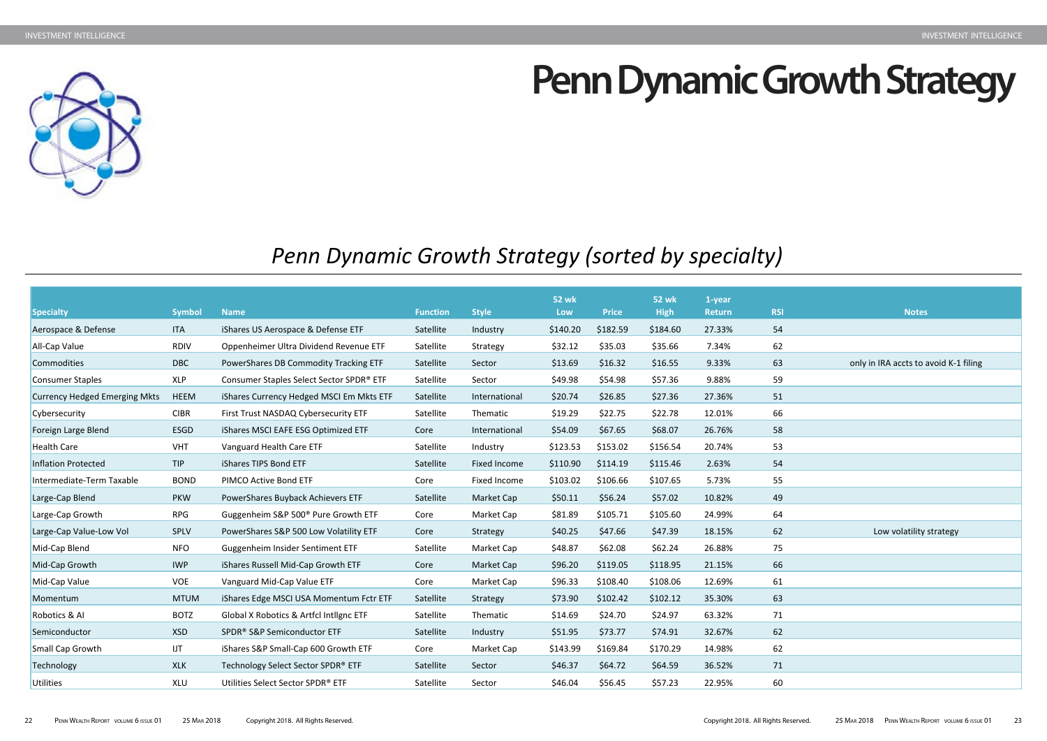# Penn Dynamic Growth Strategy

## *Penn Dynamic Growth Strategy (sorted by specialty)*

| Specialty | Symbol | Name | Function | Style | 52 wk Low | Price | 52 wk High | 1-year Return | RSI | Notes |
|---|---|---|---|---|---|---|---|---|---|---|
| Aerospace & Defense | ITA | iShares US Aerospace & Defense ETF | Satellite | Industry | $140.20 | $182.59 | $184.60 | 27.33% | 54 | |
| All-Cap Value | RDIV | Oppenheimer Ultra Dividend Revenue ETF | Satellite | Strategy | $32.12 | $35.03 | $35.66 | 7.34% | 62 | |
| Commodities | DBC | PowerShares DB Commodity Tracking ETF | Satellite | Sector | $13.69 | $16.32 | $16.55 | 9.33% | 63 | only in IRA accts to avoid K-1 filing |
| Consumer Staples | XLP | Consumer Staples Select Sector SPDR® ETF | Satellite | Sector | $49.98 | $54.98 | $57.36 | 9.88% | 59 | |
| Currency Hedged Emerging Mkts | HEEM | iShares Currency Hedged MSCI Em Mkts ETF | Satellite | International | $20.74 | $26.85 | $27.36 | 27.36% | 51 | |
| Cybersecurity | CIBR | First Trust NASDAQ Cybersecurity ETF | Satellite | Thematic | $19.29 | $22.75 | $22.78 | 12.01% | 66 | |
| Foreign Large Blend | ESGD | iShares MSCI EAFE ESG Optimized ETF | Core | International | $54.09 | $67.65 | $68.07 | 26.76% | 58 | |
| Health Care | VHT | Vanguard Health Care ETF | Satellite | Industry | $123.53 | $153.02 | $156.54 | 20.74% | 53 | |
| Inflation Protected | TIP | iShares TIPS Bond ETF | Satellite | Fixed Income | $110.90 | $114.19 | $115.46 | 2.63% | 54 | |
| Intermediate-Term Taxable | BOND | PIMCO Active Bond ETF | Core | Fixed Income | $103.02 | $106.66 | $107.65 | 5.73% | 55 | |
| Large-Cap Blend | PKW | PowerShares Buyback Achievers ETF | Satellite | Market Cap | $50.11 | $56.24 | $57.02 | 10.82% | 49 | |
| Large-Cap Growth | RPG | Guggenheim S&P 500® Pure Growth ETF | Core | Market Cap | $81.89 | $105.71 | $105.60 | 24.99% | 64 | |
| Large-Cap Value-Low Vol | SPLV | PowerShares S&P 500 Low Volatility ETF | Core | Strategy | $40.25 | $47.66 | $47.39 | 18.15% | 62 | Low volatility strategy |
| Mid-Cap Blend | NFO | Guggenheim Insider Sentiment ETF | Satellite | Market Cap | $48.87 | $62.08 | $62.24 | 26.88% | 75 | |
| Mid-Cap Growth | IWP | iShares Russell Mid-Cap Growth ETF | Core | Market Cap | $96.20 | $119.05 | $118.95 | 21.15% | 66 | |
| Mid-Cap Value | VOE | Vanguard Mid-Cap Value ETF | Core | Market Cap | $96.33 | $108.40 | $108.06 | 12.69% | 61 | |
| Momentum | MTUM | iShares Edge MSCI USA Momentum Fctr ETF | Satellite | Strategy | $73.90 | $102.42 | $102.12 | 35.30% | 63 | |
| Robotics & AI | BOTZ | Global X Robotics & Artfcl Intllgnc ETF | Satellite | Thematic | $14.69 | $24.70 | $24.97 | 63.32% | 71 | |
| Semiconductor | XSD | SPDR® S&P Semiconductor ETF | Satellite | Industry | $51.95 | $73.77 | $74.91 | 32.67% | 62 | |
| Small Cap Growth | IJT | iShares S&P Small-Cap 600 Growth ETF | Core | Market Cap | $143.99 | $169.84 | $170.29 | 14.98% | 62 | |
| Technology | XLK | Technology Select Sector SPDR® ETF | Satellite | Sector | $46.37 | $64.72 | $64.59 | 36.52% | 71 | |
| Utilities | XLU | Utilities Select Sector SPDR® ETF | Satellite | Sector | $46.04 | $56.45 | $57.23 | 22.95% | 60 | |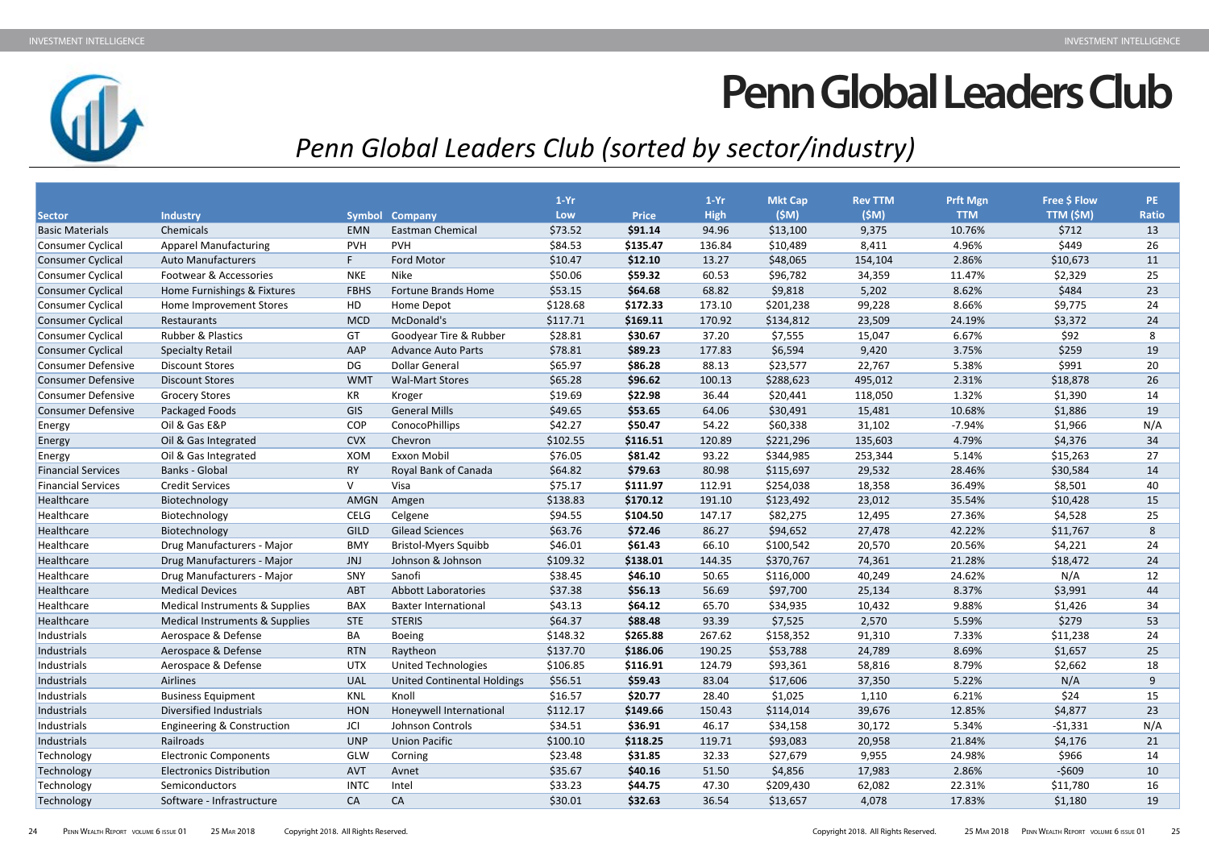# Penn Global Leaders Club

## *Penn Global Leaders Club (sorted by sector/industry)*

| Sector | Industry | Symbol | Company | 1-Yr Low | Price | 1-Yr High | Mkt Cap ($M) | Rev TTM ($M) | Prft Mgn TTM | Free $ Flow TTM ($M) | PE Ratio |
|---|---|---|---|---|---|---|---|---|---|---|---|
| Basic Materials | Chemicals | EMN | Eastman Chemical | $73.52 | **$91.14** | 94.96 | $13,100 | 9,375 | 10.76% | $712 | 13 |
| Consumer Cyclical | Apparel Manufacturing | PVH | PVH | $84.53 | **$135.47** | 136.84 | $10,489 | 8,411 | 4.96% | $449 | 26 |
| Consumer Cyclical | Auto Manufacturers | F | Ford Motor | $10.47 | **$12.10** | 13.27 | $48,065 | 154,104 | 2.86% | $10,673 | 11 |
| Consumer Cyclical | Footwear & Accessories | NKE | Nike | $50.06 | **$59.32** | 60.53 | $96,782 | 34,359 | 11.47% | $2,329 | 25 |
| Consumer Cyclical | Home Furnishings & Fixtures | FBHS | Fortune Brands Home | $53.15 | **$64.68** | 68.82 | $9,818 | 5,202 | 8.62% | $484 | 23 |
| Consumer Cyclical | Home Improvement Stores | HD | Home Depot | $128.68 | **$172.33** | 173.10 | $201,238 | 99,228 | 8.66% | $9,775 | 24 |
| Consumer Cyclical | Restaurants | MCD | McDonald's | $117.71 | **$169.11** | 170.92 | $134,812 | 23,509 | 24.19% | $3,372 | 24 |
| Consumer Cyclical | Rubber & Plastics | GT | Goodyear Tire & Rubber | $28.81 | **$30.67** | 37.20 | $7,555 | 15,047 | 6.67% | $92 | 8 |
| Consumer Cyclical | Specialty Retail | AAP | Advance Auto Parts | $78.81 | **$89.23** | 177.83 | $6,594 | 9,420 | 3.75% | $259 | 19 |
| Consumer Defensive | Discount Stores | DG | Dollar General | $65.97 | **$86.28** | 88.13 | $23,577 | 22,767 | 5.38% | $991 | 20 |
| Consumer Defensive | Discount Stores | WMT | Wal-Mart Stores | $65.28 | **$96.62** | 100.13 | $288,623 | 495,012 | 2.31% | $18,878 | 26 |
| Consumer Defensive | Grocery Stores | KR | Kroger | $19.69 | **$22.98** | 36.44 | $20,441 | 118,050 | 1.32% | $1,390 | 14 |
| Consumer Defensive | Packaged Foods | GIS | General Mills | $49.65 | **$53.65** | 64.06 | $30,491 | 15,481 | 10.68% | $1,886 | 19 |
| Energy | Oil & Gas E&P | COP | ConocoPhillips | $42.27 | **$50.47** | 54.22 | $60,338 | 31,102 | -7.94% | $1,966 | N/A |
| Energy | Oil & Gas Integrated | CVX | Chevron | $102.55 | **$116.51** | 120.89 | $221,296 | 135,603 | 4.79% | $4,376 | 34 |
| Energy | Oil & Gas Integrated | XOM | Exxon Mobil | $76.05 | **$81.42** | 93.22 | $344,985 | 253,344 | 5.14% | $15,263 | 27 |
| Financial Services | Banks - Global | RY | Royal Bank of Canada | $64.82 | **$79.63** | 80.98 | $115,697 | 29,532 | 28.46% | $30,584 | 14 |
| Financial Services | Credit Services | V | Visa | $75.17 | **$111.97** | 112.91 | $254,038 | 18,358 | 36.49% | $8,501 | 40 |
| Healthcare | Biotechnology | AMGN | Amgen | $138.83 | **$170.12** | 191.10 | $123,492 | 23,012 | 35.54% | $10,428 | 15 |
| Healthcare | Biotechnology | CELG | Celgene | $94.55 | **$104.50** | 147.17 | $82,275 | 12,495 | 27.36% | $4,528 | 25 |
| Healthcare | Biotechnology | GILD | Gilead Sciences | $63.76 | **$72.46** | 86.27 | $94,652 | 27,478 | 42.22% | $11,767 | 8 |
| Healthcare | Drug Manufacturers - Major | BMY | Bristol-Myers Squibb | $46.01 | **$61.43** | 66.10 | $100,542 | 20,570 | 20.56% | $4,221 | 24 |
| Healthcare | Drug Manufacturers - Major | JNJ | Johnson & Johnson | $109.32 | **$138.01** | 144.35 | $370,767 | 74,361 | 21.28% | $18,472 | 24 |
| Healthcare | Drug Manufacturers - Major | SNY | Sanofi | $38.45 | **$46.10** | 50.65 | $116,000 | 40,249 | 24.62% | N/A | 12 |
| Healthcare | Medical Devices | ABT | Abbott Laboratories | $37.38 | **$56.13** | 56.69 | $97,700 | 25,134 | 8.37% | $3,991 | 44 |
| Healthcare | Medical Instruments & Supplies | BAX | Baxter International | $43.13 | **$64.12** | 65.70 | $34,935 | 10,432 | 9.88% | $1,426 | 34 |
| Healthcare | Medical Instruments & Supplies | STE | STERIS | $64.37 | **$88.48** | 93.39 | $7,525 | 2,570 | 5.59% | $279 | 53 |
| Industrials | Aerospace & Defense | BA | Boeing | $148.32 | **$265.88** | 267.62 | $158,352 | 91,310 | 7.33% | $11,238 | 24 |
| Industrials | Aerospace & Defense | RTN | Raytheon | $137.70 | **$186.06** | 190.25 | $53,788 | 24,789 | 8.69% | $1,657 | 25 |
| Industrials | Aerospace & Defense | UTX | United Technologies | $106.85 | **$116.91** | 124.79 | $93,361 | 58,816 | 8.79% | $2,662 | 18 |
| Industrials | Airlines | UAL | United Continental Holdings | $56.51 | **$59.43** | 83.04 | $17,606 | 37,350 | 5.22% | N/A | 9 |
| Industrials | Business Equipment | KNL | Knoll | $16.57 | **$20.77** | 28.40 | $1,025 | 1,110 | 6.21% | $24 | 15 |
| Industrials | Diversified Industrials | HON | Honeywell International | $112.17 | **$149.66** | 150.43 | $114,014 | 39,676 | 12.85% | $4,877 | 23 |
| Industrials | Engineering & Construction | JCI | Johnson Controls | $34.51 | **$36.91** | 46.17 | $34,158 | 30,172 | 5.34% | -$1,331 | N/A |
| Industrials | Railroads | UNP | Union Pacific | $100.10 | **$118.25** | 119.71 | $93,083 | 20,958 | 21.84% | $4,176 | 21 |
| Technology | Electronic Components | GLW | Corning | $23.48 | **$31.85** | 32.33 | $27,679 | 9,955 | 24.98% | $966 | 14 |
| Technology | Electronics Distribution | AVT | Avnet | $35.67 | **$40.16** | 51.50 | $4,856 | 17,983 | 2.86% | -$609 | 10 |
| Technology | Semiconductors | INTC | Intel | $33.23 | **$44.75** | 47.30 | $209,430 | 62,082 | 22.31% | $11,780 | 16 |
| Technology | Software - Infrastructure | CA | CA | $30.01 | **$32.63** | 36.54 | $13,657 | 4,078 | 17.83% | $1,180 | 19 |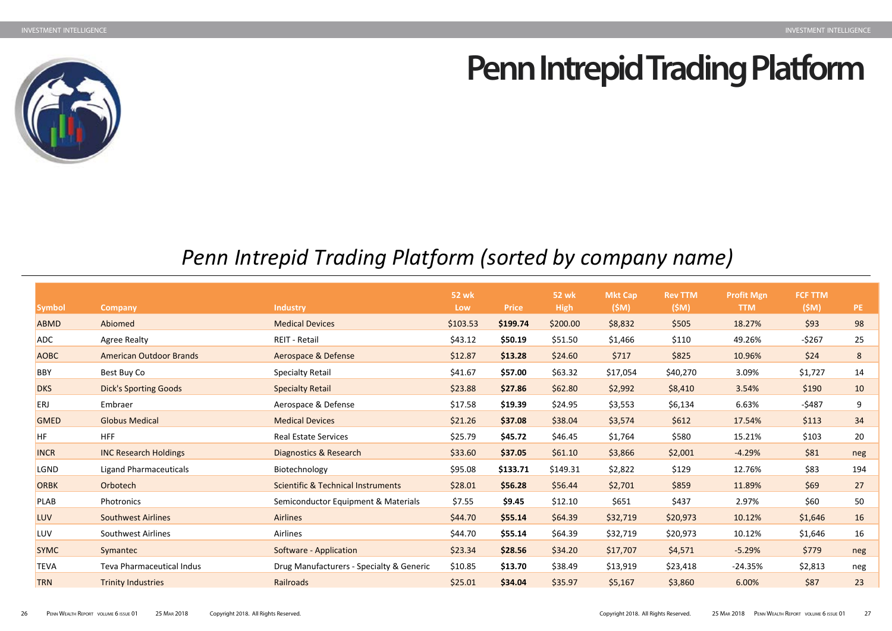# Penn Intrepid Trading Platform

## *Penn Intrepid Trading Platform (sorted by company name)*

| Symbol | Company | Industry | 52 wk Low | Price | 52 wk High | Mkt Cap ($M) | Rev TTM ($M) | Profit Mgn TTM | FCF TTM ($M) | PE |
|---|---|---|---|---|---|---|---|---|---|---|
| ABMD | Abiomed | Medical Devices | $103.53 | **$199.74** | $200.00 | $8,832 | $505 | 18.27% | $93 | 98 |
| ADC | Agree Realty | REIT - Retail | $43.12 | **$50.19** | $51.50 | $1,466 | $110 | 49.26% | -$267 | 25 |
| AOBC | American Outdoor Brands | Aerospace & Defense | $12.87 | **$13.28** | $24.60 | $717 | $825 | 10.96% | $24 | 8 |
| BBY | Best Buy Co | Specialty Retail | $41.67 | **$57.00** | $63.32 | $17,054 | $40,270 | 3.09% | $1,727 | 14 |
| DKS | Dick's Sporting Goods | Specialty Retail | $23.88 | **$27.86** | $62.80 | $2,992 | $8,410 | 3.54% | $190 | 10 |
| ERJ | Embraer | Aerospace & Defense | $17.58 | **$19.39** | $24.95 | $3,553 | $6,134 | 6.63% | -$487 | 9 |
| GMED | Globus Medical | Medical Devices | $21.26 | **$37.08** | $38.04 | $3,574 | $612 | 17.54% | $113 | 34 |
| HF | HFF | Real Estate Services | $25.79 | **$45.72** | $46.45 | $1,764 | $580 | 15.21% | $103 | 20 |
| INCR | INC Research Holdings | Diagnostics & Research | $33.60 | **$37.05** | $61.10 | $3,866 | $2,001 | -4.29% | $81 | neg |
| LGND | Ligand Pharmaceuticals | Biotechnology | $95.08 | **$133.71** | $149.31 | $2,822 | $129 | 12.76% | $83 | 194 |
| ORBK | Orbotech | Scientific & Technical Instruments | $28.01 | **$56.28** | $56.44 | $2,701 | $859 | 11.89% | $69 | 27 |
| PLAB | Photronics | Semiconductor Equipment & Materials | $7.55 | **$9.45** | $12.10 | $651 | $437 | 2.97% | $60 | 50 |
| LUV | Southwest Airlines | Airlines | $44.70 | **$55.14** | $64.39 | $32,719 | $20,973 | 10.12% | $1,646 | 16 |
| LUV | Southwest Airlines | Airlines | $44.70 | **$55.14** | $64.39 | $32,719 | $20,973 | 10.12% | $1,646 | 16 |
| SYMC | Symantec | Software - Application | $23.34 | **$28.56** | $34.20 | $17,707 | $4,571 | -5.29% | $779 | neg |
| TEVA | Teva Pharmaceutical Indus | Drug Manufacturers - Specialty & Generic | $10.85 | **$13.70** | $38.49 | $13,919 | $23,418 | -24.35% | $2,813 | neg |
| TRN | Trinity Industries | Railroads | $25.01 | **$34.04** | $35.97 | $5,167 | $3,860 | 6.00% | $87 | 23 |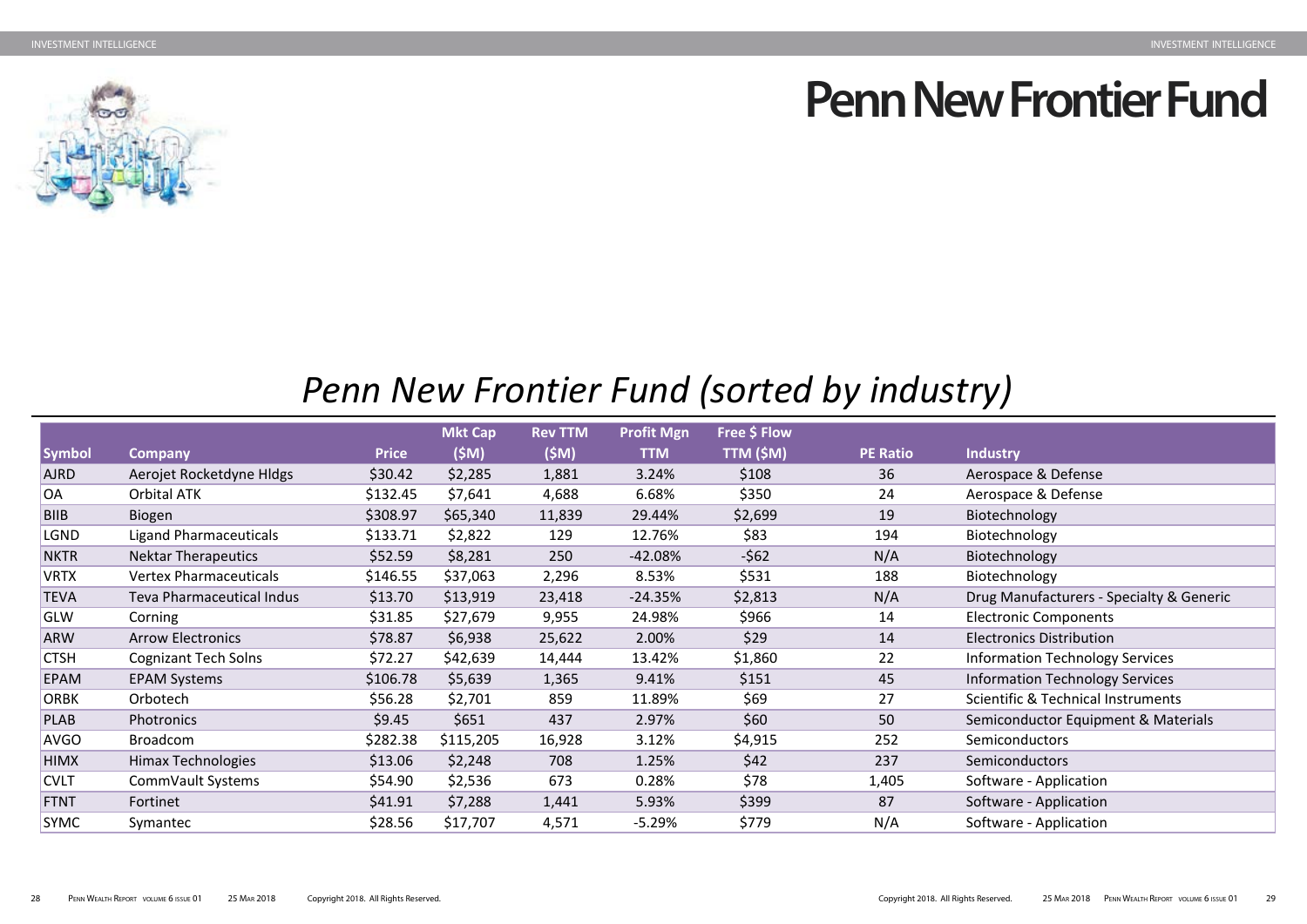# Penn New Frontier Fund

## *Penn New Frontier Fund (sorted by industry)*

| Symbol | Company | Price | Mkt Cap ($M) | Rev TTM ($M) | Profit Mgn TTM | Free $ Flow TTM ($M) | PE Ratio | Industry |
|---|---|---|---|---|---|---|---|---|
| AJRD | Aerojet Rocketdyne Hldgs | $30.42 | $2,285 | 1,881 | 3.24% | $108 | 36 | Aerospace & Defense |
| OA | Orbital ATK | $132.45 | $7,641 | 4,688 | 6.68% | $350 | 24 | Aerospace & Defense |
| BIIB | Biogen | $308.97 | $65,340 | 11,839 | 29.44% | $2,699 | 19 | Biotechnology |
| LGND | Ligand Pharmaceuticals | $133.71 | $2,822 | 129 | 12.76% | $83 | 194 | Biotechnology |
| NKTR | Nektar Therapeutics | $52.59 | $8,281 | 250 | -42.08% | -$62 | N/A | Biotechnology |
| VRTX | Vertex Pharmaceuticals | $146.55 | $37,063 | 2,296 | 8.53% | $531 | 188 | Biotechnology |
| TEVA | Teva Pharmaceutical Indus | $13.70 | $13,919 | 23,418 | -24.35% | $2,813 | N/A | Drug Manufacturers - Specialty & Generic |
| GLW | Corning | $31.85 | $27,679 | 9,955 | 24.98% | $966 | 14 | Electronic Components |
| ARW | Arrow Electronics | $78.87 | $6,938 | 25,622 | 2.00% | $29 | 14 | Electronics Distribution |
| CTSH | Cognizant Tech Solns | $72.27 | $42,639 | 14,444 | 13.42% | $1,860 | 22 | Information Technology Services |
| EPAM | EPAM Systems | $106.78 | $5,639 | 1,365 | 9.41% | $151 | 45 | Information Technology Services |
| ORBK | Orbotech | $56.28 | $2,701 | 859 | 11.89% | $69 | 27 | Scientific & Technical Instruments |
| PLAB | Photronics | $9.45 | $651 | 437 | 2.97% | $60 | 50 | Semiconductor Equipment & Materials |
| AVGO | Broadcom | $282.38 | $115,205 | 16,928 | 3.12% | $4,915 | 252 | Semiconductors |
| HIMX | Himax Technologies | $13.06 | $2,248 | 708 | 1.25% | $42 | 237 | Semiconductors |
| CVLT | CommVault Systems | $54.90 | $2,536 | 673 | 0.28% | $78 | 1,405 | Software - Application |
| FTNT | Fortinet | $41.91 | $7,288 | 1,441 | 5.93% | $399 | 87 | Software - Application |
| SYMC | Symantec | $28.56 | $17,707 | 4,571 | -5.29% | $779 | N/A | Software - Application |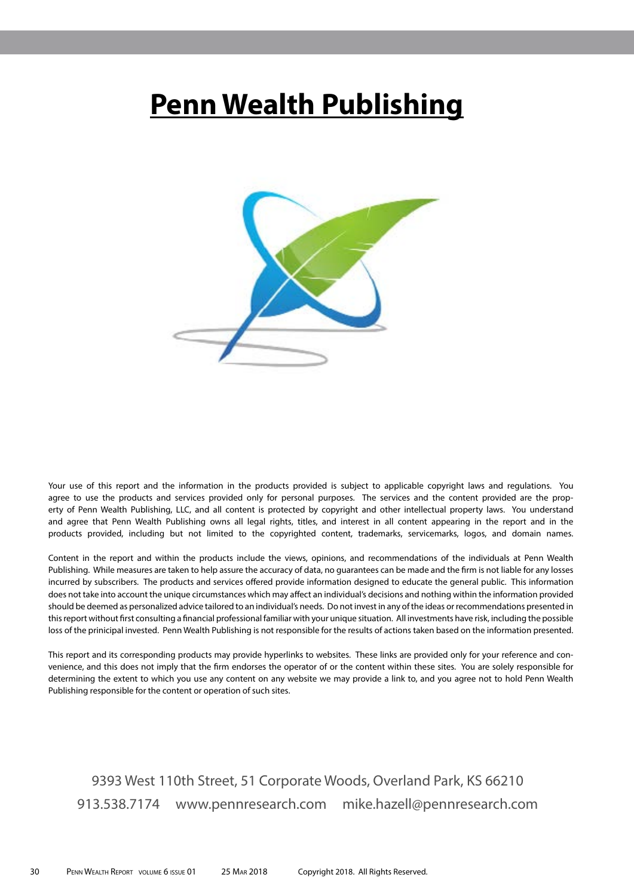# Penn Wealth Publishing

Your use of this report and the information in the products provided is subject to applicable copyright laws and regulations. You agree to use the products and services provided only for personal purposes. The services and the content provided are the property of Penn Wealth Publishing, LLC, and all content is protected by copyright and other intellectual property laws. You understand and agree that Penn Wealth Publishing owns all legal rights, titles, and interest in all content appearing in the report and in the products provided, including but not limited to the copyrighted content, trademarks, servicemarks, logos, and domain names.

Content in the report and within the products include the views, opinions, and recommendations of the individuals at Penn Wealth Publishing. While measures are taken to help assure the accuracy of data, no guarantees can be made and the firm is not liable for any losses incurred by subscribers. The products and services offered provide information designed to educate the general public. This information does not take into account the unique circumstances which may affect an individual's decisions and nothing within the information provided should be deemed as personalized advice tailored to an individual's needs. Do not invest in any of the ideas or recommendations presented in this report without first consulting a financial professional familiar with your unique situation. All investments have risk, including the possible loss of the pinicipal invested. Penn Wealth Publishing is not responsible for the results of actions taken based on the information presented.

This report and its corresponding products may provide hyperlinks to websites. These links are provided only for your reference and convenience, and this does not imply that the firm endorses the operator of or the content within these sites. You are solely responsible for determining the extent to which you use any content on any website we may provide a link to, and you agree not to hold Penn Wealth Publishing responsible for the content or operation of such sites.

9393 West 110th Street, 51 Corporate Woods, Overland Park, KS 66210

913.538.7174 www.pennresearch.com mike.hazell@pennresearch.com